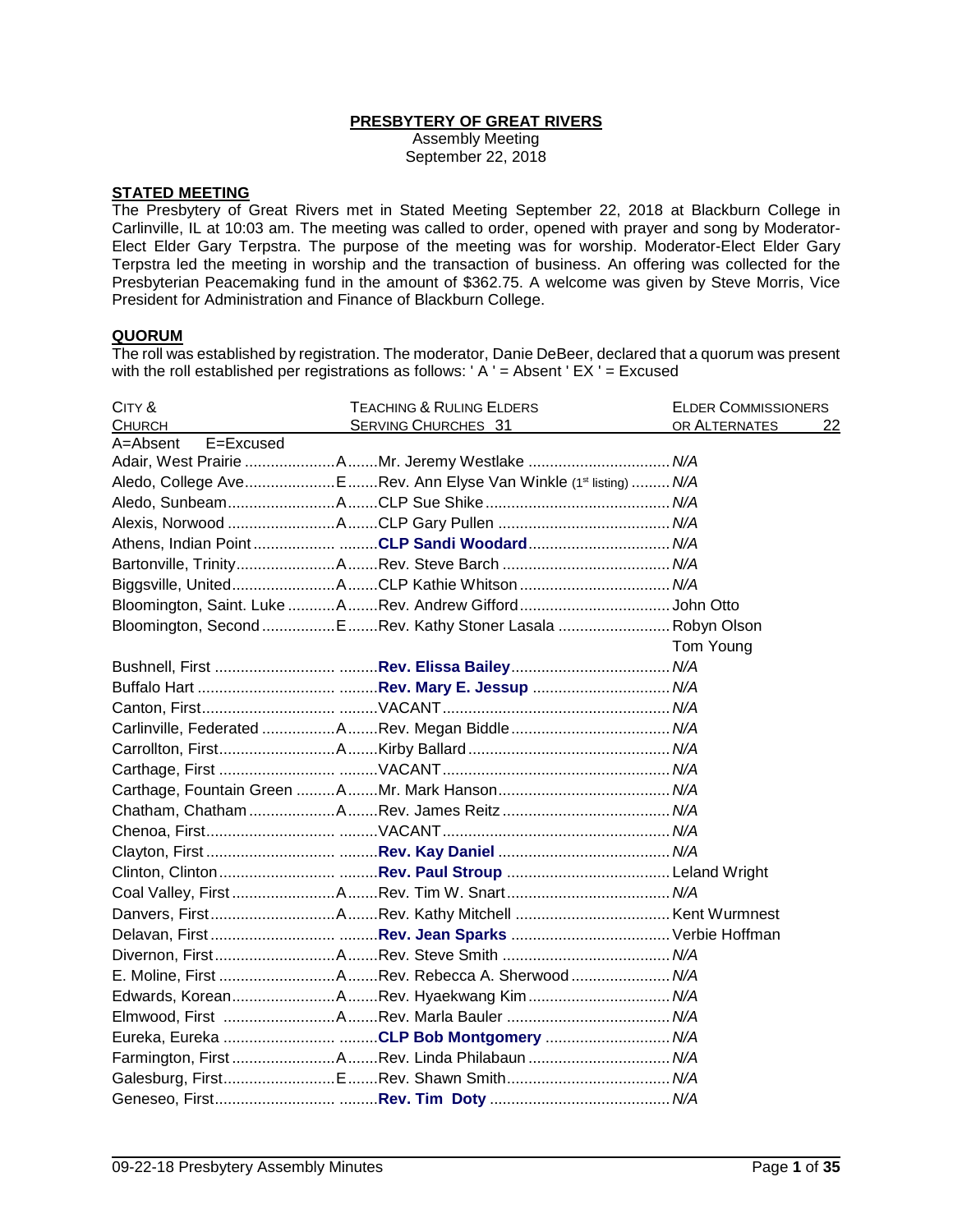**PRESBYTERY OF GREAT RIVERS**

Assembly Meeting
September 22, 2018

**STATED MEETING**

The Presbytery of Great Rivers met in Stated Meeting September 22, 2018 at Blackburn College in Carlinville, IL at 10:03 am. The meeting was called to order, opened with prayer and song by Moderator-Elect Elder Gary Terpstra. The purpose of the meeting was for worship. Moderator-Elect Elder Gary Terpstra led the meeting in worship and the transaction of business. An offering was collected for the Presbyterian Peacemaking fund in the amount of $362.75. A welcome was given by Steve Morris, Vice President for Administration and Finance of Blackburn College.

**QUORUM**

The roll was established by registration. The moderator, Danie DeBeer, declared that a quorum was present with the roll established per registrations as follows: ' A ' = Absent ' EX ' = Excused

| CITY & CHURCH | | TEACHING & RULING ELDERS SERVING CHURCHES 31 | ELDER COMMISSIONERS OR ALTERNATES 22 |
|---|---|---|---|
| A=Absent E=Excused | | | |
| Adair, West Prairie | A | Mr. Jeremy Westlake | *N/A* |
| Aledo, College Ave | E | Rev. Ann Elyse Van Winkle (1st listing) | *N/A* |
| Aledo, Sunbeam | A | CLP Sue Shike | *N/A* |
| Alexis, Norwood | A | CLP Gary Pullen | *N/A* |
| Athens, Indian Point | | **CLP Sandi Woodard** | *N/A* |
| Bartonville, Trinity | A | Rev. Steve Barch | *N/A* |
| Biggsville, United | A | CLP Kathie Whitson | *N/A* |
| Bloomington, Saint. Luke | A | Rev. Andrew Gifford | John Otto |
| Bloomington, Second | E | Rev. Kathy Stoner Lasala | Robyn Olson<br>Tom Young |
| Bushnell, First | | **Rev. Elissa Bailey** | *N/A* |
| Buffalo Hart | | **Rev. Mary E. Jessup** | *N/A* |
| Canton, First | | VACANT | *N/A* |
| Carlinville, Federated | A | Rev. Megan Biddle | *N/A* |
| Carrollton, First | A | Kirby Ballard | *N/A* |
| Carthage, First | | VACANT | *N/A* |
| Carthage, Fountain Green | A | Mr. Mark Hanson | *N/A* |
| Chatham, Chatham | A | Rev. James Reitz | *N/A* |
| Chenoa, First | | VACANT | *N/A* |
| Clayton, First | | **Rev. Kay Daniel** | *N/A* |
| Clinton, Clinton | | **Rev. Paul Stroup** | Leland Wright |
| Coal Valley, First | A | Rev. Tim W. Snart | *N/A* |
| Danvers, First | A | Rev. Kathy Mitchell | Kent Wurmnest |
| Delavan, First | | **Rev. Jean Sparks** | Verbie Hoffman |
| Divernon, First | A | Rev. Steve Smith | *N/A* |
| E. Moline, First | A | Rev. Rebecca A. Sherwood | *N/A* |
| Edwards, Korean | A | Rev. Hyaekwang Kim | *N/A* |
| Elmwood, First | A | Rev. Marla Bauler | *N/A* |
| Eureka, Eureka | | **CLP Bob Montgomery** | *N/A* |
| Farmington, First | A | Rev. Linda Philabaun | *N/A* |
| Galesburg, First | E | Rev. Shawn Smith | *N/A* |
| Geneseo, First | | **Rev. Tim Doty** | *N/A* |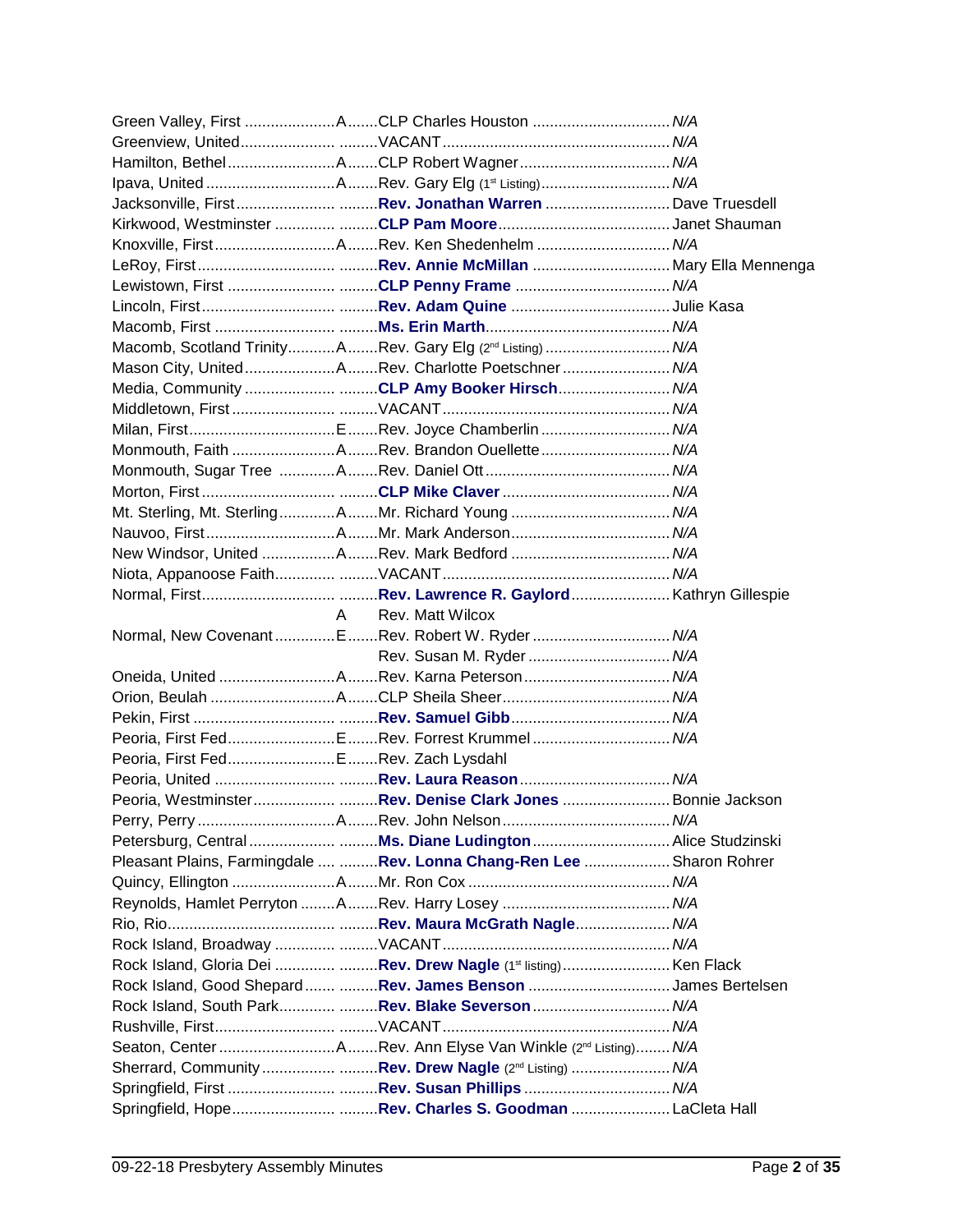| Church | | Minister | Elder |
|---|---|---|---|
| Green Valley, First | A | CLP Charles Houston | *N/A* |
| Greenview, United | | VACANT | *N/A* |
| Hamilton, Bethel | A | CLP Robert Wagner | *N/A* |
| Ipava, United | A | Rev. Gary Elg (1st Listing) | *N/A* |
| Jacksonville, First | | **Rev. Jonathan Warren** | Dave Truesdell |
| Kirkwood, Westminster | | **CLP Pam Moore** | Janet Shauman |
| Knoxville, First | A | Rev. Ken Shedenhelm | *N/A* |
| LeRoy, First | | **Rev. Annie McMillan** | Mary Ella Mennenga |
| Lewistown, First | | **CLP Penny Frame** | *N/A* |
| Lincoln, First | | **Rev. Adam Quine** | Julie Kasa |
| Macomb, First | | **Ms. Erin Marth** | *N/A* |
| Macomb, Scotland Trinity | A | Rev. Gary Elg (2nd Listing) | *N/A* |
| Mason City, United | A | Rev. Charlotte Poetschner | *N/A* |
| Media, Community | | **CLP Amy Booker Hirsch** | *N/A* |
| Middletown, First | | VACANT | *N/A* |
| Milan, First | E | Rev. Joyce Chamberlin | *N/A* |
| Monmouth, Faith | A | Rev. Brandon Ouellette | *N/A* |
| Monmouth, Sugar Tree | A | Rev. Daniel Ott | *N/A* |
| Morton, First | | **CLP Mike Claver** | *N/A* |
| Mt. Sterling, Mt. Sterling | A | Mr. Richard Young | *N/A* |
| Nauvoo, First | A | Mr. Mark Anderson | *N/A* |
| New Windsor, United | A | Rev. Mark Bedford | *N/A* |
| Niota, Appanoose Faith | | VACANT | *N/A* |
| Normal, First | | **Rev. Lawrence R. Gaylord** | Kathryn Gillespie |
| | A | Rev. Matt Wilcox | |
| Normal, New Covenant | E | Rev. Robert W. Ryder | *N/A* |
| | | Rev. Susan M. Ryder | *N/A* |
| Oneida, United | A | Rev. Karna Peterson | *N/A* |
| Orion, Beulah | A | CLP Sheila Sheer | *N/A* |
| Pekin, First | | **Rev. Samuel Gibb** | *N/A* |
| Peoria, First Fed | E | Rev. Forrest Krummel | *N/A* |
| Peoria, First Fed | E | Rev. Zach Lysdahl | |
| Peoria, United | | **Rev. Laura Reason** | *N/A* |
| Peoria, Westminster | | **Rev. Denise Clark Jones** | Bonnie Jackson |
| Perry, Perry | A | Rev. John Nelson | *N/A* |
| Petersburg, Central | | **Ms. Diane Ludington** | Alice Studzinski |
| Pleasant Plains, Farmingdale | | **Rev. Lonna Chang-Ren Lee** | Sharon Rohrer |
| Quincy, Ellington | A | Mr. Ron Cox | *N/A* |
| Reynolds, Hamlet Perryton | A | Rev. Harry Losey | *N/A* |
| Rio, Rio | | **Rev. Maura McGrath Nagle** | *N/A* |
| Rock Island, Broadway | | VACANT | *N/A* |
| Rock Island, Gloria Dei | | **Rev. Drew Nagle** (1st listing) | Ken Flack |
| Rock Island, Good Shepard | | **Rev. James Benson** | James Bertelsen |
| Rock Island, South Park | | **Rev. Blake Severson** | *N/A* |
| Rushville, First | | VACANT | *N/A* |
| Seaton, Center | A | Rev. Ann Elyse Van Winkle (2nd Listing) | *N/A* |
| Sherrard, Community | | **Rev. Drew Nagle** (2nd Listing) | *N/A* |
| Springfield, First | | **Rev. Susan Phillips** | *N/A* |
| Springfield, Hope | | **Rev. Charles S. Goodman** | LaCleta Hall |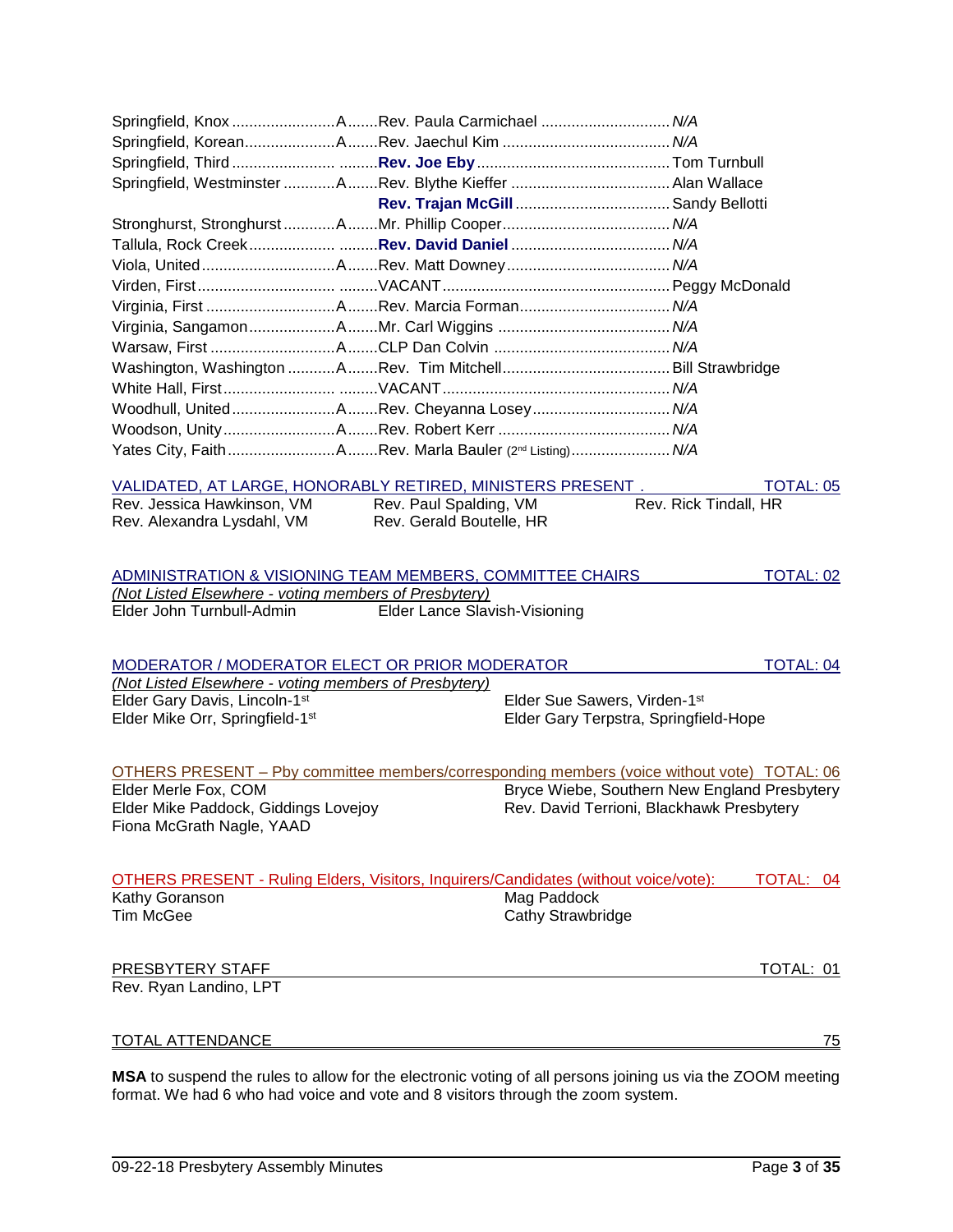| Church | | Minister | Elder |
|---|---|---|---|
| Springfield, Knox | A | Rev. Paula Carmichael | *N/A* |
| Springfield, Korean | A | Rev. Jaechul Kim | *N/A* |
| Springfield, Third | | **Rev. Joe Eby** | Tom Turnbull |
| Springfield, Westminster | A | Rev. Blythe Kieffer | Alan Wallace |
| | | **Rev. Trajan McGill** | Sandy Bellotti |
| Stronghurst, Stronghurst | A | Mr. Phillip Cooper | *N/A* |
| Tallula, Rock Creek | | **Rev. David Daniel** | *N/A* |
| Viola, United | A | Rev. Matt Downey | *N/A* |
| Virden, First | | VACANT | Peggy McDonald |
| Virginia, First | A | Rev. Marcia Forman | *N/A* |
| Virginia, Sangamon | A | Mr. Carl Wiggins | *N/A* |
| Warsaw, First | A | CLP Dan Colvin | *N/A* |
| Washington, Washington | A | Rev. Tim Mitchell | Bill Strawbridge |
| White Hall, First | | VACANT | *N/A* |
| Woodhull, United | A | Rev. Cheyanna Losey | *N/A* |
| Woodson, Unity | A | Rev. Robert Kerr | *N/A* |
| Yates City, Faith | A | Rev. Marla Bauler (2nd Listing) | *N/A* |

VALIDATED, AT LARGE, HONORABLY RETIRED, MINISTERS PRESENT . TOTAL: 05

Rev. Jessica Hawkinson, VM
Rev. Alexandra Lysdahl, VM
Rev. Paul Spalding, VM
Rev. Gerald Boutelle, HR
Rev. Rick Tindall, HR

ADMINISTRATION & VISIONING TEAM MEMBERS, COMMITTEE CHAIRS TOTAL: 02

*(Not Listed Elsewhere - voting members of Presbytery)*

Elder John Turnbull-Admin
Elder Lance Slavish-Visioning

MODERATOR / MODERATOR ELECT OR PRIOR MODERATOR TOTAL: 04

*(Not Listed Elsewhere - voting members of Presbytery)*

Elder Gary Davis, Lincoln-1st
Elder Mike Orr, Springfield-1st
Elder Sue Sawers, Virden-1st
Elder Gary Terpstra, Springfield-Hope

OTHERS PRESENT – Pby committee members/corresponding members (voice without vote) TOTAL: 06

Elder Merle Fox, COM
Elder Mike Paddock, Giddings Lovejoy
Fiona McGrath Nagle, YAAD
Bryce Wiebe, Southern New England Presbytery
Rev. David Terrioni, Blackhawk Presbytery

OTHERS PRESENT - Ruling Elders, Visitors, Inquirers/Candidates (without voice/vote): TOTAL: 04

Kathy Goranson
Tim McGee
Mag Paddock
Cathy Strawbridge

PRESBYTERY STAFF TOTAL: 01

Rev. Ryan Landino, LPT

TOTAL ATTENDANCE 75

**MSA** to suspend the rules to allow for the electronic voting of all persons joining us via the ZOOM meeting format. We had 6 who had voice and vote and 8 visitors through the zoom system.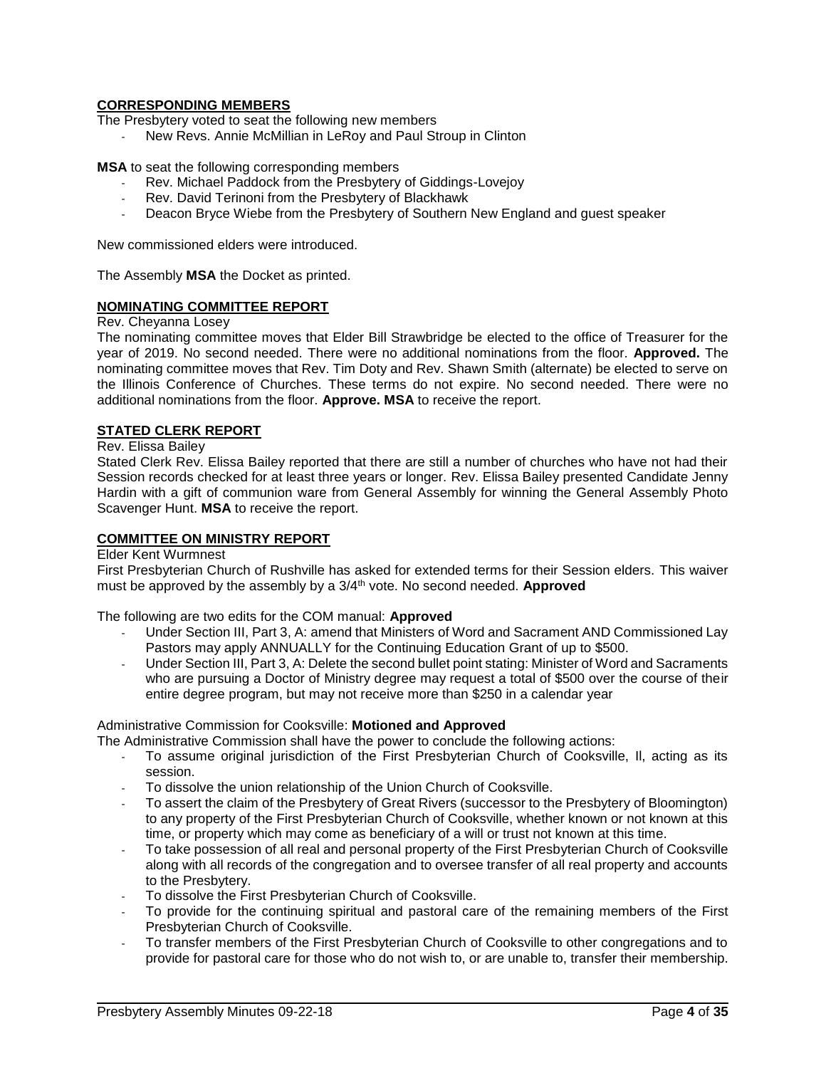**CORRESPONDING MEMBERS**

The Presbytery voted to seat the following new members

- New Revs. Annie McMillian in LeRoy and Paul Stroup in Clinton

**MSA** to seat the following corresponding members

- Rev. Michael Paddock from the Presbytery of Giddings-Lovejoy
- Rev. David Terinoni from the Presbytery of Blackhawk
- Deacon Bryce Wiebe from the Presbytery of Southern New England and guest speaker

New commissioned elders were introduced.

The Assembly **MSA** the Docket as printed.

**NOMINATING COMMITTEE REPORT**

Rev. Cheyanna Losey

The nominating committee moves that Elder Bill Strawbridge be elected to the office of Treasurer for the year of 2019. No second needed. There were no additional nominations from the floor. **Approved.** The nominating committee moves that Rev. Tim Doty and Rev. Shawn Smith (alternate) be elected to serve on the Illinois Conference of Churches. These terms do not expire. No second needed. There were no additional nominations from the floor. **Approve. MSA** to receive the report.

**STATED CLERK REPORT**

Rev. Elissa Bailey

Stated Clerk Rev. Elissa Bailey reported that there are still a number of churches who have not had their Session records checked for at least three years or longer. Rev. Elissa Bailey presented Candidate Jenny Hardin with a gift of communion ware from General Assembly for winning the General Assembly Photo Scavenger Hunt. **MSA** to receive the report.

**COMMITTEE ON MINISTRY REPORT**

Elder Kent Wurmnest

First Presbyterian Church of Rushville has asked for extended terms for their Session elders. This waiver must be approved by the assembly by a 3/4th vote. No second needed. **Approved**

The following are two edits for the COM manual: **Approved**

- Under Section III, Part 3, A: amend that Ministers of Word and Sacrament AND Commissioned Lay Pastors may apply ANNUALLY for the Continuing Education Grant of up to $500.
- Under Section III, Part 3, A: Delete the second bullet point stating: Minister of Word and Sacraments who are pursuing a Doctor of Ministry degree may request a total of $500 over the course of their entire degree program, but may not receive more than $250 in a calendar year

Administrative Commission for Cooksville: **Motioned and Approved**

The Administrative Commission shall have the power to conclude the following actions:

- To assume original jurisdiction of the First Presbyterian Church of Cooksville, Il, acting as its session.
- To dissolve the union relationship of the Union Church of Cooksville.
- To assert the claim of the Presbytery of Great Rivers (successor to the Presbytery of Bloomington) to any property of the First Presbyterian Church of Cooksville, whether known or not known at this time, or property which may come as beneficiary of a will or trust not known at this time.
- To take possession of all real and personal property of the First Presbyterian Church of Cooksville along with all records of the congregation and to oversee transfer of all real property and accounts to the Presbytery.
- To dissolve the First Presbyterian Church of Cooksville.
- To provide for the continuing spiritual and pastoral care of the remaining members of the First Presbyterian Church of Cooksville.
- To transfer members of the First Presbyterian Church of Cooksville to other congregations and to provide for pastoral care for those who do not wish to, or are unable to, transfer their membership.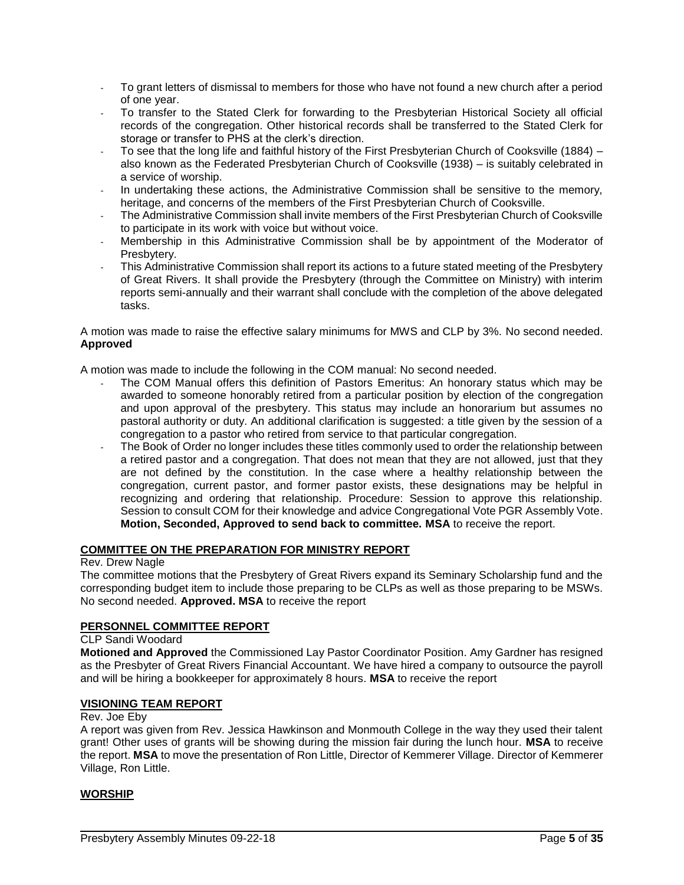- To grant letters of dismissal to members for those who have not found a new church after a period of one year.
- To transfer to the Stated Clerk for forwarding to the Presbyterian Historical Society all official records of the congregation. Other historical records shall be transferred to the Stated Clerk for storage or transfer to PHS at the clerk's direction.
- To see that the long life and faithful history of the First Presbyterian Church of Cooksville (1884) – also known as the Federated Presbyterian Church of Cooksville (1938) – is suitably celebrated in a service of worship.
- In undertaking these actions, the Administrative Commission shall be sensitive to the memory, heritage, and concerns of the members of the First Presbyterian Church of Cooksville.
- The Administrative Commission shall invite members of the First Presbyterian Church of Cooksville to participate in its work with voice but without voice.
- Membership in this Administrative Commission shall be by appointment of the Moderator of Presbytery.
- This Administrative Commission shall report its actions to a future stated meeting of the Presbytery of Great Rivers. It shall provide the Presbytery (through the Committee on Ministry) with interim reports semi-annually and their warrant shall conclude with the completion of the above delegated tasks.

A motion was made to raise the effective salary minimums for MWS and CLP by 3%. No second needed. **Approved**

A motion was made to include the following in the COM manual: No second needed.

- The COM Manual offers this definition of Pastors Emeritus: An honorary status which may be awarded to someone honorably retired from a particular position by election of the congregation and upon approval of the presbytery. This status may include an honorarium but assumes no pastoral authority or duty. An additional clarification is suggested: a title given by the session of a congregation to a pastor who retired from service to that particular congregation.
- The Book of Order no longer includes these titles commonly used to order the relationship between a retired pastor and a congregation. That does not mean that they are not allowed, just that they are not defined by the constitution. In the case where a healthy relationship between the congregation, current pastor, and former pastor exists, these designations may be helpful in recognizing and ordering that relationship. Procedure: Session to approve this relationship. Session to consult COM for their knowledge and advice Congregational Vote PGR Assembly Vote. **Motion, Seconded, Approved to send back to committee. MSA** to receive the report.

**COMMITTEE ON THE PREPARATION FOR MINISTRY REPORT**

Rev. Drew Nagle

The committee motions that the Presbytery of Great Rivers expand its Seminary Scholarship fund and the corresponding budget item to include those preparing to be CLPs as well as those preparing to be MSWs. No second needed. **Approved. MSA** to receive the report

**PERSONNEL COMMITTEE REPORT**

CLP Sandi Woodard

**Motioned and Approved** the Commissioned Lay Pastor Coordinator Position. Amy Gardner has resigned as the Presbyter of Great Rivers Financial Accountant. We have hired a company to outsource the payroll and will be hiring a bookkeeper for approximately 8 hours. **MSA** to receive the report

**VISIONING TEAM REPORT**

Rev. Joe Eby

A report was given from Rev. Jessica Hawkinson and Monmouth College in the way they used their talent grant! Other uses of grants will be showing during the mission fair during the lunch hour. **MSA** to receive the report. **MSA** to move the presentation of Ron Little, Director of Kemmerer Village. Director of Kemmerer Village, Ron Little.

**WORSHIP**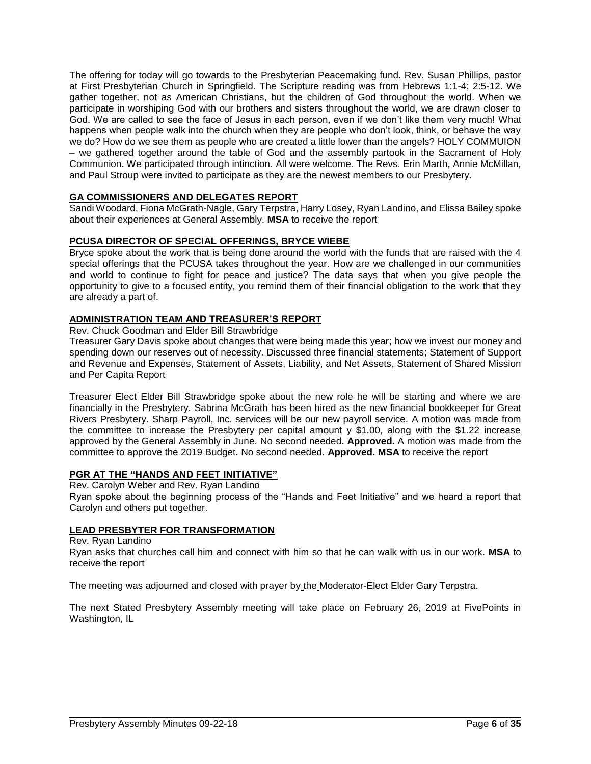The offering for today will go towards to the Presbyterian Peacemaking fund. Rev. Susan Phillips, pastor at First Presbyterian Church in Springfield. The Scripture reading was from Hebrews 1:1-4; 2:5-12. We gather together, not as American Christians, but the children of God throughout the world. When we participate in worshiping God with our brothers and sisters throughout the world, we are drawn closer to God. We are called to see the face of Jesus in each person, even if we don't like them very much! What happens when people walk into the church when they are people who don't look, think, or behave the way we do? How do we see them as people who are created a little lower than the angels? HOLY COMMUION – we gathered together around the table of God and the assembly partook in the Sacrament of Holy Communion. We participated through intinction. All were welcome. The Revs. Erin Marth, Annie McMillan, and Paul Stroup were invited to participate as they are the newest members to our Presbytery.

**GA COMMISSIONERS AND DELEGATES REPORT**

Sandi Woodard, Fiona McGrath-Nagle, Gary Terpstra, Harry Losey, Ryan Landino, and Elissa Bailey spoke about their experiences at General Assembly. **MSA** to receive the report

**PCUSA DIRECTOR OF SPECIAL OFFERINGS, BRYCE WIEBE**

Bryce spoke about the work that is being done around the world with the funds that are raised with the 4 special offerings that the PCUSA takes throughout the year. How are we challenged in our communities and world to continue to fight for peace and justice? The data says that when you give people the opportunity to give to a focused entity, you remind them of their financial obligation to the work that they are already a part of.

**ADMINISTRATION TEAM AND TREASURER'S REPORT**

Rev. Chuck Goodman and Elder Bill Strawbridge

Treasurer Gary Davis spoke about changes that were being made this year; how we invest our money and spending down our reserves out of necessity. Discussed three financial statements; Statement of Support and Revenue and Expenses, Statement of Assets, Liability, and Net Assets, Statement of Shared Mission and Per Capita Report

Treasurer Elect Elder Bill Strawbridge spoke about the new role he will be starting and where we are financially in the Presbytery. Sabrina McGrath has been hired as the new financial bookkeeper for Great Rivers Presbytery. Sharp Payroll, Inc. services will be our new payroll service. A motion was made from the committee to increase the Presbytery per capital amount y $1.00, along with the $1.22 increase approved by the General Assembly in June. No second needed. **Approved.** A motion was made from the committee to approve the 2019 Budget. No second needed. **Approved. MSA** to receive the report

**PGR AT THE "HANDS AND FEET INITIATIVE"**

Rev. Carolyn Weber and Rev. Ryan Landino

Ryan spoke about the beginning process of the "Hands and Feet Initiative" and we heard a report that Carolyn and others put together.

**LEAD PRESBYTER FOR TRANSFORMATION**

Rev. Ryan Landino

Ryan asks that churches call him and connect with him so that he can walk with us in our work. **MSA** to receive the report

The meeting was adjourned and closed with prayer by the Moderator-Elect Elder Gary Terpstra.

The next Stated Presbytery Assembly meeting will take place on February 26, 2019 at FivePoints in Washington, IL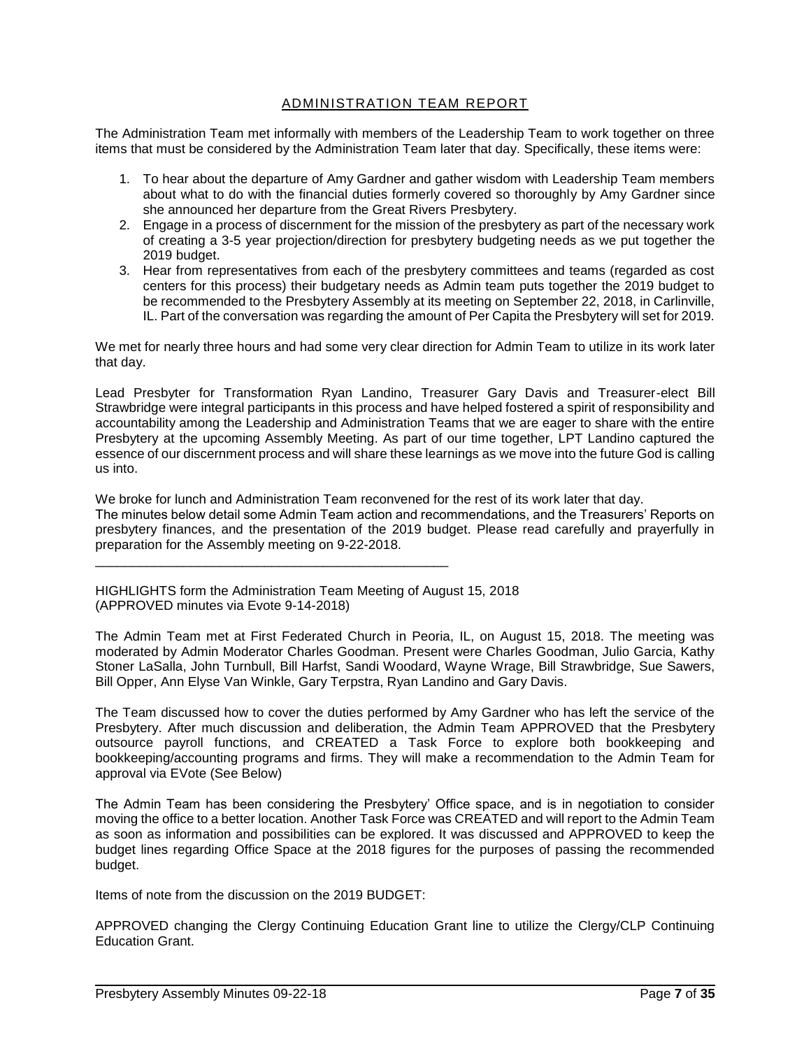## ADMINISTRATION TEAM REPORT

The Administration Team met informally with members of the Leadership Team to work together on three items that must be considered by the Administration Team later that day. Specifically, these items were:

1. To hear about the departure of Amy Gardner and gather wisdom with Leadership Team members about what to do with the financial duties formerly covered so thoroughly by Amy Gardner since she announced her departure from the Great Rivers Presbytery.
2. Engage in a process of discernment for the mission of the presbytery as part of the necessary work of creating a 3-5 year projection/direction for presbytery budgeting needs as we put together the 2019 budget.
3. Hear from representatives from each of the presbytery committees and teams (regarded as cost centers for this process) their budgetary needs as Admin team puts together the 2019 budget to be recommended to the Presbytery Assembly at its meeting on September 22, 2018, in Carlinville, IL. Part of the conversation was regarding the amount of Per Capita the Presbytery will set for 2019.

We met for nearly three hours and had some very clear direction for Admin Team to utilize in its work later that day.

Lead Presbyter for Transformation Ryan Landino, Treasurer Gary Davis and Treasurer-elect Bill Strawbridge were integral participants in this process and have helped fostered a spirit of responsibility and accountability among the Leadership and Administration Teams that we are eager to share with the entire Presbytery at the upcoming Assembly Meeting. As part of our time together, LPT Landino captured the essence of our discernment process and will share these learnings as we move into the future God is calling us into.

We broke for lunch and Administration Team reconvened for the rest of its work later that day.
The minutes below detail some Admin Team action and recommendations, and the Treasurers' Reports on presbytery finances, and the presentation of the 2019 budget. Please read carefully and prayerfully in preparation for the Assembly meeting on 9-22-2018.

---

HIGHLIGHTS form the Administration Team Meeting of August 15, 2018
(APPROVED minutes via Evote 9-14-2018)

The Admin Team met at First Federated Church in Peoria, IL, on August 15, 2018. The meeting was moderated by Admin Moderator Charles Goodman. Present were Charles Goodman, Julio Garcia, Kathy Stoner LaSalla, John Turnbull, Bill Harfst, Sandi Woodard, Wayne Wrage, Bill Strawbridge, Sue Sawers, Bill Opper, Ann Elyse Van Winkle, Gary Terpstra, Ryan Landino and Gary Davis.

The Team discussed how to cover the duties performed by Amy Gardner who has left the service of the Presbytery. After much discussion and deliberation, the Admin Team APPROVED that the Presbytery outsource payroll functions, and CREATED a Task Force to explore both bookkeeping and bookkeeping/accounting programs and firms. They will make a recommendation to the Admin Team for approval via EVote (See Below)

The Admin Team has been considering the Presbytery' Office space, and is in negotiation to consider moving the office to a better location. Another Task Force was CREATED and will report to the Admin Team as soon as information and possibilities can be explored. It was discussed and APPROVED to keep the budget lines regarding Office Space at the 2018 figures for the purposes of passing the recommended budget.

Items of note from the discussion on the 2019 BUDGET:

APPROVED changing the Clergy Continuing Education Grant line to utilize the Clergy/CLP Continuing Education Grant.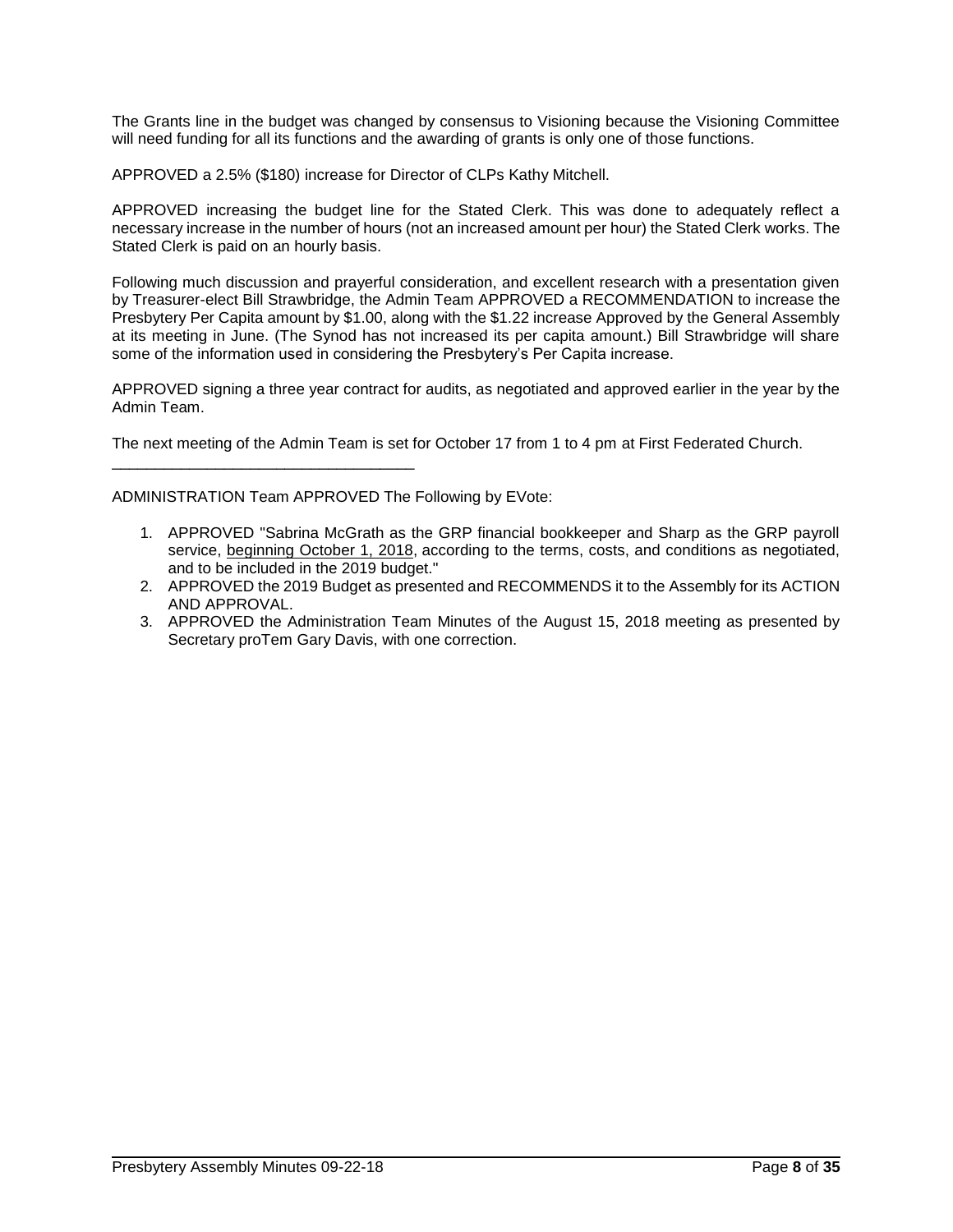The Grants line in the budget was changed by consensus to Visioning because the Visioning Committee will need funding for all its functions and the awarding of grants is only one of those functions.

APPROVED a 2.5% ($180) increase for Director of CLPs Kathy Mitchell.

APPROVED increasing the budget line for the Stated Clerk. This was done to adequately reflect a necessary increase in the number of hours (not an increased amount per hour) the Stated Clerk works. The Stated Clerk is paid on an hourly basis.

Following much discussion and prayerful consideration, and excellent research with a presentation given by Treasurer-elect Bill Strawbridge, the Admin Team APPROVED a RECOMMENDATION to increase the Presbytery Per Capita amount by $1.00, along with the $1.22 increase Approved by the General Assembly at its meeting in June. (The Synod has not increased its per capita amount.) Bill Strawbridge will share some of the information used in considering the Presbytery's Per Capita increase.

APPROVED signing a three year contract for audits, as negotiated and approved earlier in the year by the Admin Team.

The next meeting of the Admin Team is set for October 17 from 1 to 4 pm at First Federated Church.

---

ADMINISTRATION Team APPROVED The Following by EVote:

1. APPROVED "Sabrina McGrath as the GRP financial bookkeeper and Sharp as the GRP payroll service, <u>beginning October 1, 2018</u>, according to the terms, costs, and conditions as negotiated, and to be included in the 2019 budget."
2. APPROVED the 2019 Budget as presented and RECOMMENDS it to the Assembly for its ACTION AND APPROVAL.
3. APPROVED the Administration Team Minutes of the August 15, 2018 meeting as presented by Secretary proTem Gary Davis, with one correction.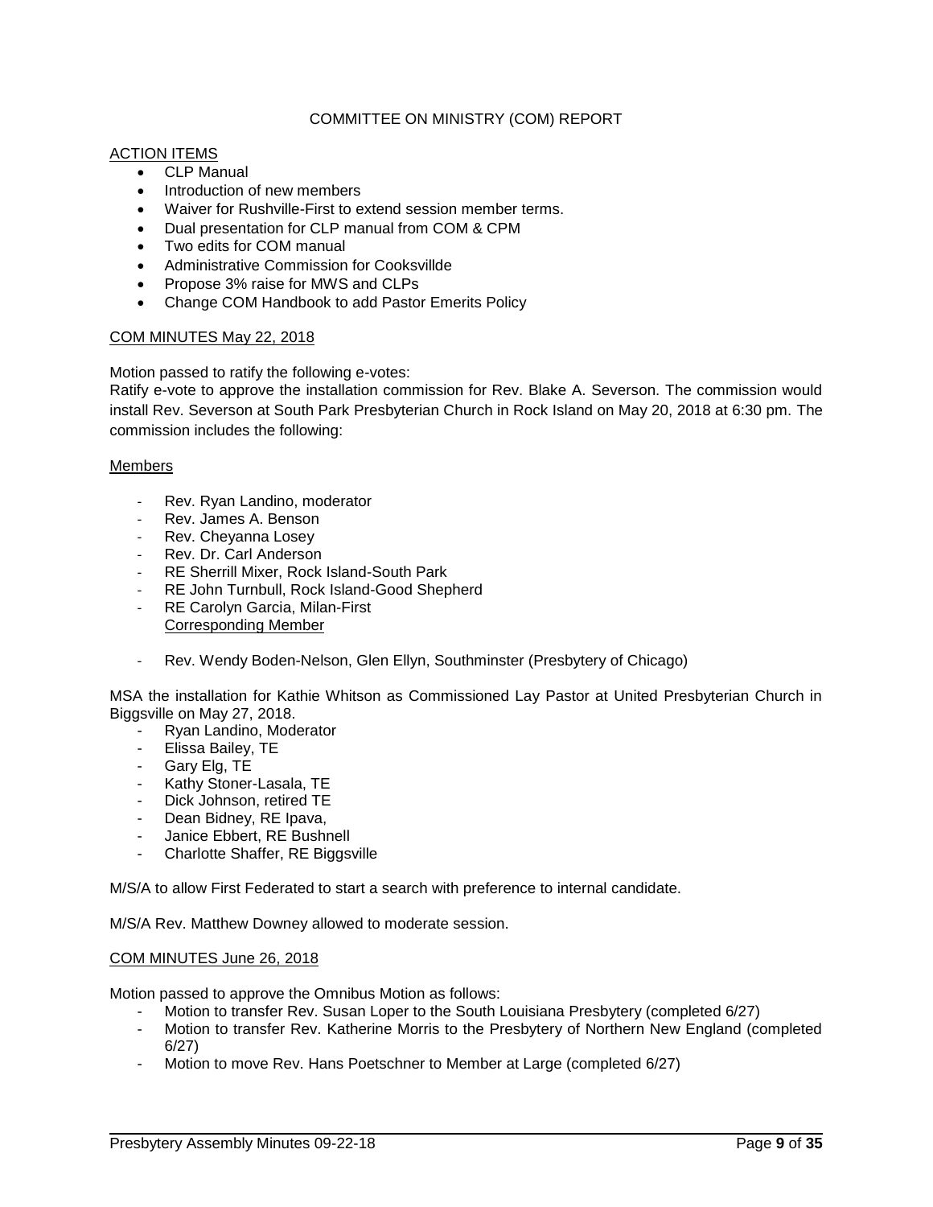## COMMITTEE ON MINISTRY (COM) REPORT

ACTION ITEMS

- CLP Manual
- Introduction of new members
- Waiver for Rushville-First to extend session member terms.
- Dual presentation for CLP manual from COM & CPM
- Two edits for COM manual
- Administrative Commission for Cooksvillde
- Propose 3% raise for MWS and CLPs
- Change COM Handbook to add Pastor Emerits Policy

COM MINUTES May 22, 2018

Motion passed to ratify the following e-votes:

Ratify e-vote to approve the installation commission for Rev. Blake A. Severson. The commission would install Rev. Severson at South Park Presbyterian Church in Rock Island on May 20, 2018 at 6:30 pm. The commission includes the following:

Members

- Rev. Ryan Landino, moderator
- Rev. James A. Benson
- Rev. Cheyanna Losey
- Rev. Dr. Carl Anderson
- RE Sherrill Mixer, Rock Island-South Park
- RE John Turnbull, Rock Island-Good Shepherd
- RE Carolyn Garcia, Milan-First

Corresponding Member

- Rev. Wendy Boden-Nelson, Glen Ellyn, Southminster (Presbytery of Chicago)

MSA the installation for Kathie Whitson as Commissioned Lay Pastor at United Presbyterian Church in Biggsville on May 27, 2018.

- Ryan Landino, Moderator
- Elissa Bailey, TE
- Gary Elg, TE
- Kathy Stoner-Lasala, TE
- Dick Johnson, retired TE
- Dean Bidney, RE Ipava,
- Janice Ebbert, RE Bushnell
- Charlotte Shaffer, RE Biggsville

M/S/A to allow First Federated to start a search with preference to internal candidate.

M/S/A Rev. Matthew Downey allowed to moderate session.

COM MINUTES June 26, 2018

Motion passed to approve the Omnibus Motion as follows:

- Motion to transfer Rev. Susan Loper to the South Louisiana Presbytery (completed 6/27)
- Motion to transfer Rev. Katherine Morris to the Presbytery of Northern New England (completed 6/27)
- Motion to move Rev. Hans Poetschner to Member at Large (completed 6/27)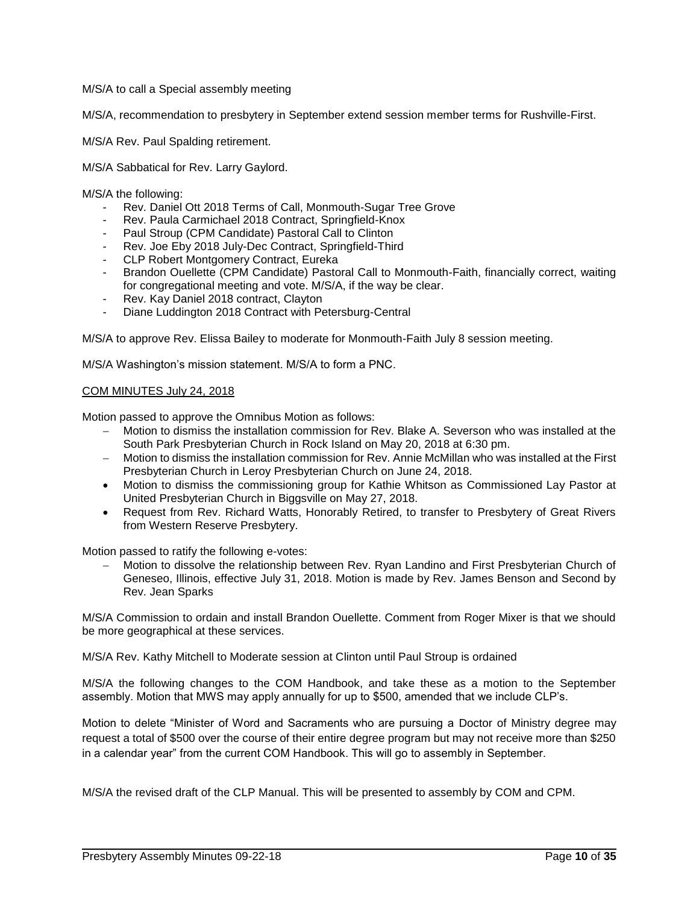M/S/A to call a Special assembly meeting

M/S/A, recommendation to presbytery in September extend session member terms for Rushville-First.

M/S/A Rev. Paul Spalding retirement.

M/S/A Sabbatical for Rev. Larry Gaylord.

M/S/A the following:

- Rev. Daniel Ott 2018 Terms of Call, Monmouth-Sugar Tree Grove
- Rev. Paula Carmichael 2018 Contract, Springfield-Knox
- Paul Stroup (CPM Candidate) Pastoral Call to Clinton
- Rev. Joe Eby 2018 July-Dec Contract, Springfield-Third
- CLP Robert Montgomery Contract, Eureka
- Brandon Ouellette (CPM Candidate) Pastoral Call to Monmouth-Faith, financially correct, waiting for congregational meeting and vote. M/S/A, if the way be clear.
- Rev. Kay Daniel 2018 contract, Clayton
- Diane Luddington 2018 Contract with Petersburg-Central

M/S/A to approve Rev. Elissa Bailey to moderate for Monmouth-Faith July 8 session meeting.

M/S/A Washington's mission statement. M/S/A to form a PNC.

COM MINUTES July 24, 2018

Motion passed to approve the Omnibus Motion as follows:

- Motion to dismiss the installation commission for Rev. Blake A. Severson who was installed at the South Park Presbyterian Church in Rock Island on May 20, 2018 at 6:30 pm.
- Motion to dismiss the installation commission for Rev. Annie McMillan who was installed at the First Presbyterian Church in Leroy Presbyterian Church on June 24, 2018.
- Motion to dismiss the commissioning group for Kathie Whitson as Commissioned Lay Pastor at United Presbyterian Church in Biggsville on May 27, 2018.
- Request from Rev. Richard Watts, Honorably Retired, to transfer to Presbytery of Great Rivers from Western Reserve Presbytery.

Motion passed to ratify the following e-votes:

- Motion to dissolve the relationship between Rev. Ryan Landino and First Presbyterian Church of Geneseo, Illinois, effective July 31, 2018. Motion is made by Rev. James Benson and Second by Rev. Jean Sparks

M/S/A Commission to ordain and install Brandon Ouellette. Comment from Roger Mixer is that we should be more geographical at these services.

M/S/A Rev. Kathy Mitchell to Moderate session at Clinton until Paul Stroup is ordained

M/S/A the following changes to the COM Handbook, and take these as a motion to the September assembly. Motion that MWS may apply annually for up to $500, amended that we include CLP's.

Motion to delete "Minister of Word and Sacraments who are pursuing a Doctor of Ministry degree may request a total of $500 over the course of their entire degree program but may not receive more than $250 in a calendar year" from the current COM Handbook. This will go to assembly in September.

M/S/A the revised draft of the CLP Manual. This will be presented to assembly by COM and CPM.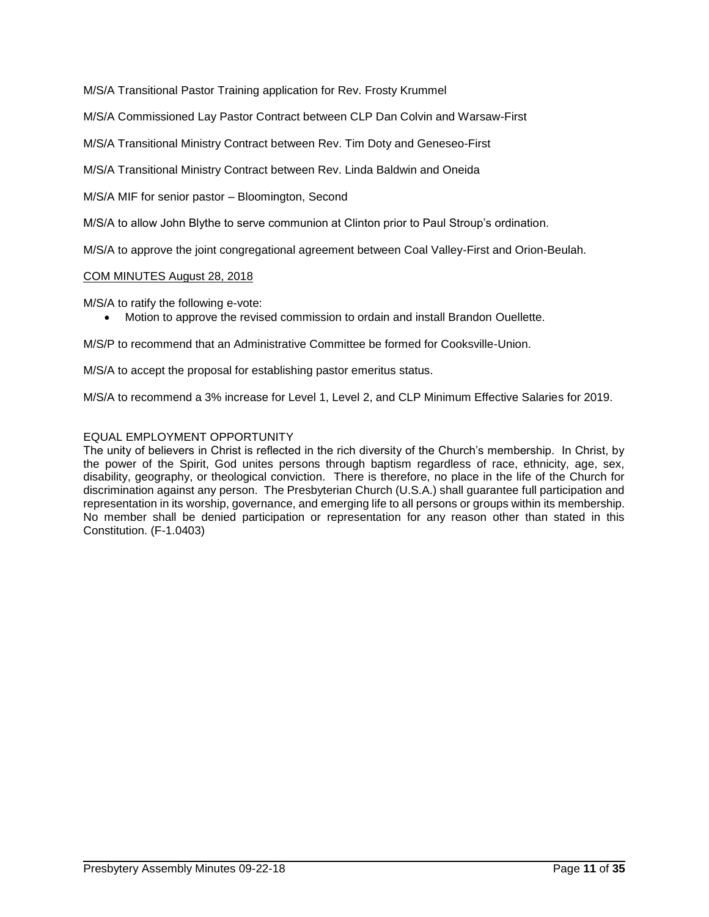M/S/A Transitional Pastor Training application for Rev. Frosty Krummel

M/S/A Commissioned Lay Pastor Contract between CLP Dan Colvin and Warsaw-First

M/S/A Transitional Ministry Contract between Rev. Tim Doty and Geneseo-First

M/S/A Transitional Ministry Contract between Rev. Linda Baldwin and Oneida

M/S/A MIF for senior pastor – Bloomington, Second

M/S/A to allow John Blythe to serve communion at Clinton prior to Paul Stroup's ordination.

M/S/A to approve the joint congregational agreement between Coal Valley-First and Orion-Beulah.

COM MINUTES August 28, 2018

M/S/A to ratify the following e-vote:

- Motion to approve the revised commission to ordain and install Brandon Ouellette.

M/S/P to recommend that an Administrative Committee be formed for Cooksville-Union.

M/S/A to accept the proposal for establishing pastor emeritus status.

M/S/A to recommend a 3% increase for Level 1, Level 2, and CLP Minimum Effective Salaries for 2019.

EQUAL EMPLOYMENT OPPORTUNITY

The unity of believers in Christ is reflected in the rich diversity of the Church's membership. In Christ, by the power of the Spirit, God unites persons through baptism regardless of race, ethnicity, age, sex, disability, geography, or theological conviction. There is therefore, no place in the life of the Church for discrimination against any person. The Presbyterian Church (U.S.A.) shall guarantee full participation and representation in its worship, governance, and emerging life to all persons or groups within its membership. No member shall be denied participation or representation for any reason other than stated in this Constitution. (F-1.0403)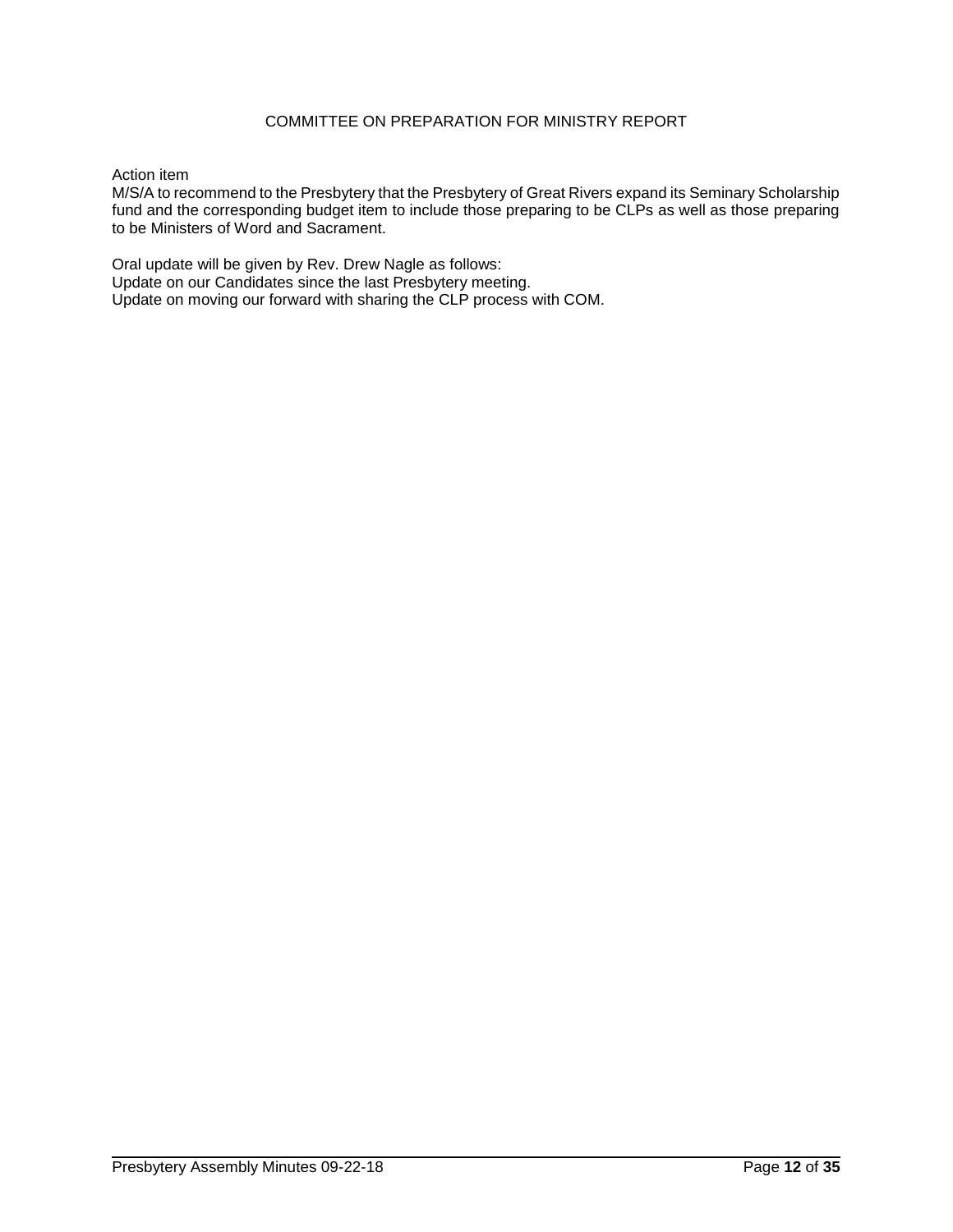# COMMITTEE ON PREPARATION FOR MINISTRY REPORT

Action item
M/S/A to recommend to the Presbytery that the Presbytery of Great Rivers expand its Seminary Scholarship fund and the corresponding budget item to include those preparing to be CLPs as well as those preparing to be Ministers of Word and Sacrament.

Oral update will be given by Rev. Drew Nagle as follows:
Update on our Candidates since the last Presbytery meeting.
Update on moving our forward with sharing the CLP process with COM.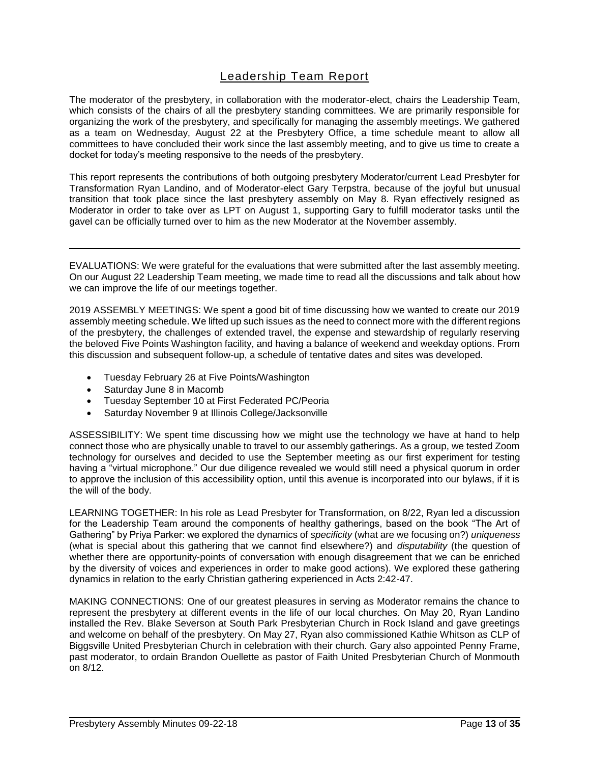# Leadership Team Report

The moderator of the presbytery, in collaboration with the moderator-elect, chairs the Leadership Team, which consists of the chairs of all the presbytery standing committees. We are primarily responsible for organizing the work of the presbytery, and specifically for managing the assembly meetings. We gathered as a team on Wednesday, August 22 at the Presbytery Office, a time schedule meant to allow all committees to have concluded their work since the last assembly meeting, and to give us time to create a docket for today's meeting responsive to the needs of the presbytery.

This report represents the contributions of both outgoing presbytery Moderator/current Lead Presbyter for Transformation Ryan Landino, and of Moderator-elect Gary Terpstra, because of the joyful but unusual transition that took place since the last presbytery assembly on May 8. Ryan effectively resigned as Moderator in order to take over as LPT on August 1, supporting Gary to fulfill moderator tasks until the gavel can be officially turned over to him as the new Moderator at the November assembly.

---

EVALUATIONS: We were grateful for the evaluations that were submitted after the last assembly meeting. On our August 22 Leadership Team meeting, we made time to read all the discussions and talk about how we can improve the life of our meetings together.

2019 ASSEMBLY MEETINGS: We spent a good bit of time discussing how we wanted to create our 2019 assembly meeting schedule. We lifted up such issues as the need to connect more with the different regions of the presbytery, the challenges of extended travel, the expense and stewardship of regularly reserving the beloved Five Points Washington facility, and having a balance of weekend and weekday options. From this discussion and subsequent follow-up, a schedule of tentative dates and sites was developed.

- Tuesday February 26 at Five Points/Washington
- Saturday June 8 in Macomb
- Tuesday September 10 at First Federated PC/Peoria
- Saturday November 9 at Illinois College/Jacksonville

ASSESSIBILITY: We spent time discussing how we might use the technology we have at hand to help connect those who are physically unable to travel to our assembly gatherings. As a group, we tested Zoom technology for ourselves and decided to use the September meeting as our first experiment for testing having a "virtual microphone." Our due diligence revealed we would still need a physical quorum in order to approve the inclusion of this accessibility option, until this avenue is incorporated into our bylaws, if it is the will of the body.

LEARNING TOGETHER: In his role as Lead Presbyter for Transformation, on 8/22, Ryan led a discussion for the Leadership Team around the components of healthy gatherings, based on the book "The Art of Gathering" by Priya Parker: we explored the dynamics of *specificity* (what are we focusing on?) *uniqueness* (what is special about this gathering that we cannot find elsewhere?) and *disputability* (the question of whether there are opportunity-points of conversation with enough disagreement that we can be enriched by the diversity of voices and experiences in order to make good actions). We explored these gathering dynamics in relation to the early Christian gathering experienced in Acts 2:42-47.

MAKING CONNECTIONS: One of our greatest pleasures in serving as Moderator remains the chance to represent the presbytery at different events in the life of our local churches. On May 20, Ryan Landino installed the Rev. Blake Severson at South Park Presbyterian Church in Rock Island and gave greetings and welcome on behalf of the presbytery. On May 27, Ryan also commissioned Kathie Whitson as CLP of Biggsville United Presbyterian Church in celebration with their church. Gary also appointed Penny Frame, past moderator, to ordain Brandon Ouellette as pastor of Faith United Presbyterian Church of Monmouth on 8/12.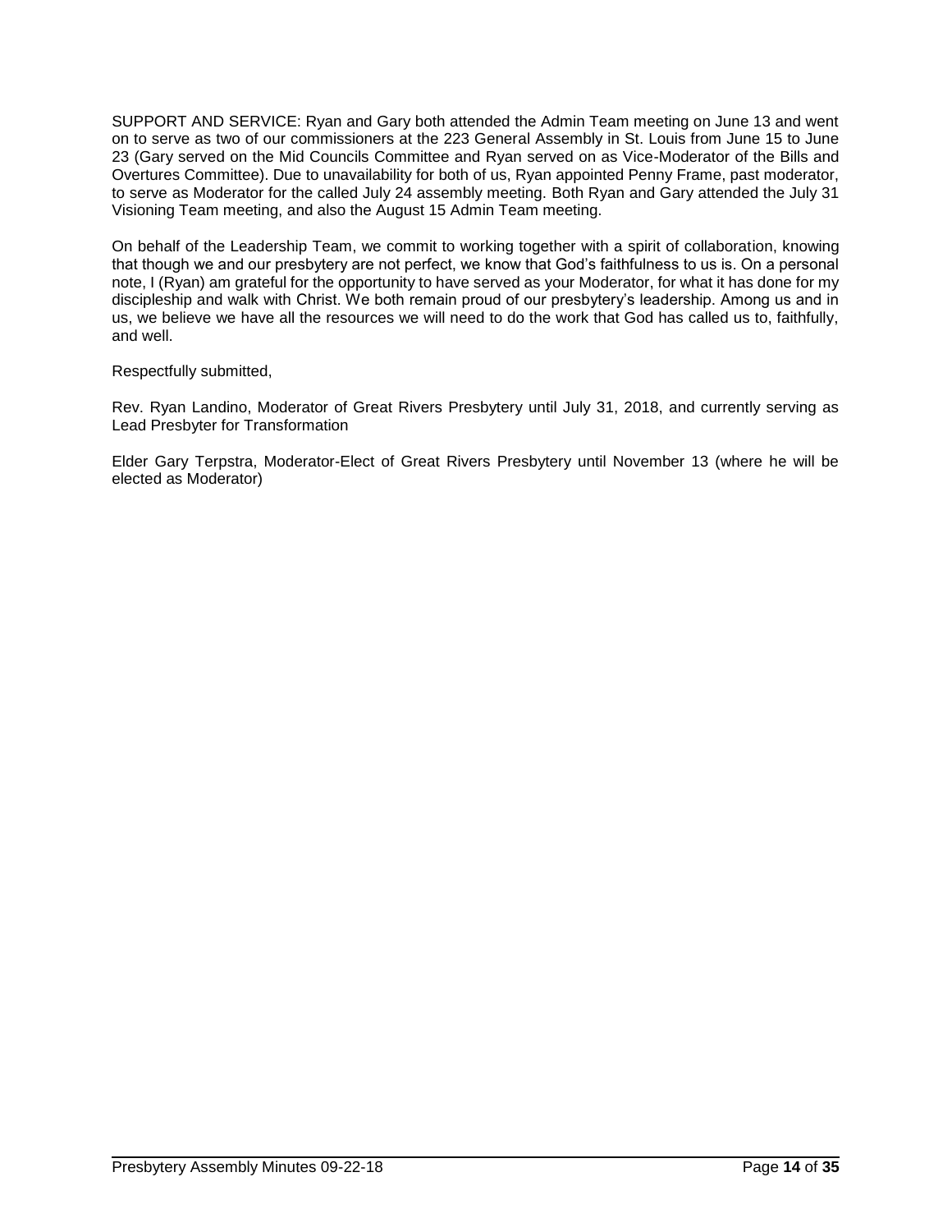SUPPORT AND SERVICE: Ryan and Gary both attended the Admin Team meeting on June 13 and went on to serve as two of our commissioners at the 223 General Assembly in St. Louis from June 15 to June 23 (Gary served on the Mid Councils Committee and Ryan served on as Vice-Moderator of the Bills and Overtures Committee). Due to unavailability for both of us, Ryan appointed Penny Frame, past moderator, to serve as Moderator for the called July 24 assembly meeting. Both Ryan and Gary attended the July 31 Visioning Team meeting, and also the August 15 Admin Team meeting.

On behalf of the Leadership Team, we commit to working together with a spirit of collaboration, knowing that though we and our presbytery are not perfect, we know that God's faithfulness to us is. On a personal note, I (Ryan) am grateful for the opportunity to have served as your Moderator, for what it has done for my discipleship and walk with Christ. We both remain proud of our presbytery's leadership. Among us and in us, we believe we have all the resources we will need to do the work that God has called us to, faithfully, and well.

Respectfully submitted,

Rev. Ryan Landino, Moderator of Great Rivers Presbytery until July 31, 2018, and currently serving as Lead Presbyter for Transformation

Elder Gary Terpstra, Moderator-Elect of Great Rivers Presbytery until November 13 (where he will be elected as Moderator)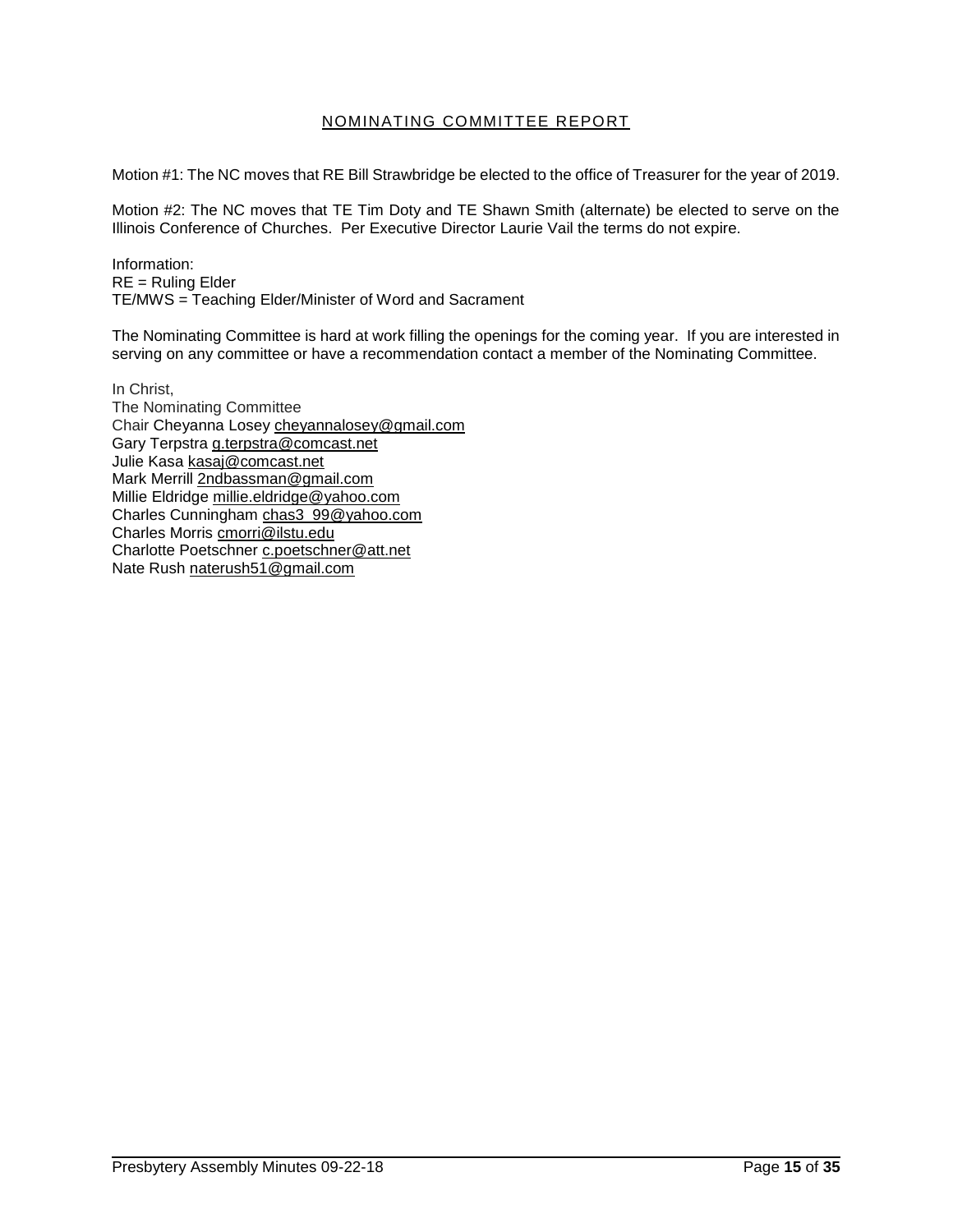## NOMINATING COMMITTEE REPORT

Motion #1: The NC moves that RE Bill Strawbridge be elected to the office of Treasurer for the year of 2019.

Motion #2: The NC moves that TE Tim Doty and TE Shawn Smith (alternate) be elected to serve on the Illinois Conference of Churches. Per Executive Director Laurie Vail the terms do not expire.

Information:  
RE = Ruling Elder  
TE/MWS = Teaching Elder/Minister of Word and Sacrament

The Nominating Committee is hard at work filling the openings for the coming year. If you are interested in serving on any committee or have a recommendation contact a member of the Nominating Committee.

In Christ,  
The Nominating Committee  
Chair Cheyanna Losey cheyannalosey@gmail.com  
Gary Terpstra g.terpstra@comcast.net  
Julie Kasa kasaj@comcast.net  
Mark Merrill 2ndbassman@gmail.com  
Millie Eldridge millie.eldridge@yahoo.com  
Charles Cunningham chas3_99@yahoo.com  
Charles Morris cmorri@ilstu.edu  
Charlotte Poetschner c.poetschner@att.net  
Nate Rush naterush51@gmail.com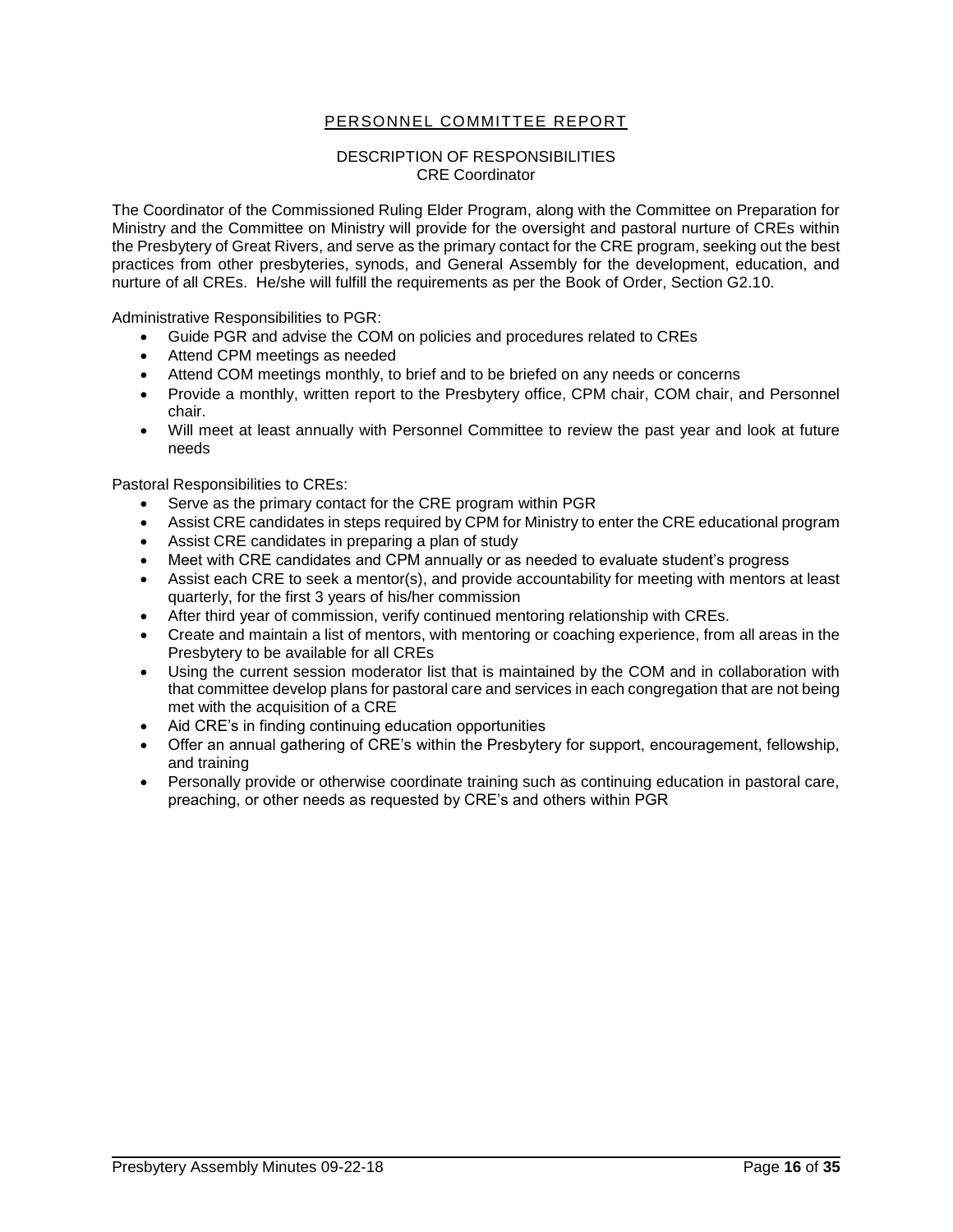## PERSONNEL COMMITTEE REPORT

### DESCRIPTION OF RESPONSIBILITIES
### CRE Coordinator

The Coordinator of the Commissioned Ruling Elder Program, along with the Committee on Preparation for Ministry and the Committee on Ministry will provide for the oversight and pastoral nurture of CREs within the Presbytery of Great Rivers, and serve as the primary contact for the CRE program, seeking out the best practices from other presbyteries, synods, and General Assembly for the development, education, and nurture of all CREs. He/she will fulfill the requirements as per the Book of Order, Section G2.10.

Administrative Responsibilities to PGR:

- Guide PGR and advise the COM on policies and procedures related to CREs
- Attend CPM meetings as needed
- Attend COM meetings monthly, to brief and to be briefed on any needs or concerns
- Provide a monthly, written report to the Presbytery office, CPM chair, COM chair, and Personnel chair.
- Will meet at least annually with Personnel Committee to review the past year and look at future needs

Pastoral Responsibilities to CREs:

- Serve as the primary contact for the CRE program within PGR
- Assist CRE candidates in steps required by CPM for Ministry to enter the CRE educational program
- Assist CRE candidates in preparing a plan of study
- Meet with CRE candidates and CPM annually or as needed to evaluate student's progress
- Assist each CRE to seek a mentor(s), and provide accountability for meeting with mentors at least quarterly, for the first 3 years of his/her commission
- After third year of commission, verify continued mentoring relationship with CREs.
- Create and maintain a list of mentors, with mentoring or coaching experience, from all areas in the Presbytery to be available for all CREs
- Using the current session moderator list that is maintained by the COM and in collaboration with that committee develop plans for pastoral care and services in each congregation that are not being met with the acquisition of a CRE
- Aid CRE's in finding continuing education opportunities
- Offer an annual gathering of CRE's within the Presbytery for support, encouragement, fellowship, and training
- Personally provide or otherwise coordinate training such as continuing education in pastoral care, preaching, or other needs as requested by CRE's and others within PGR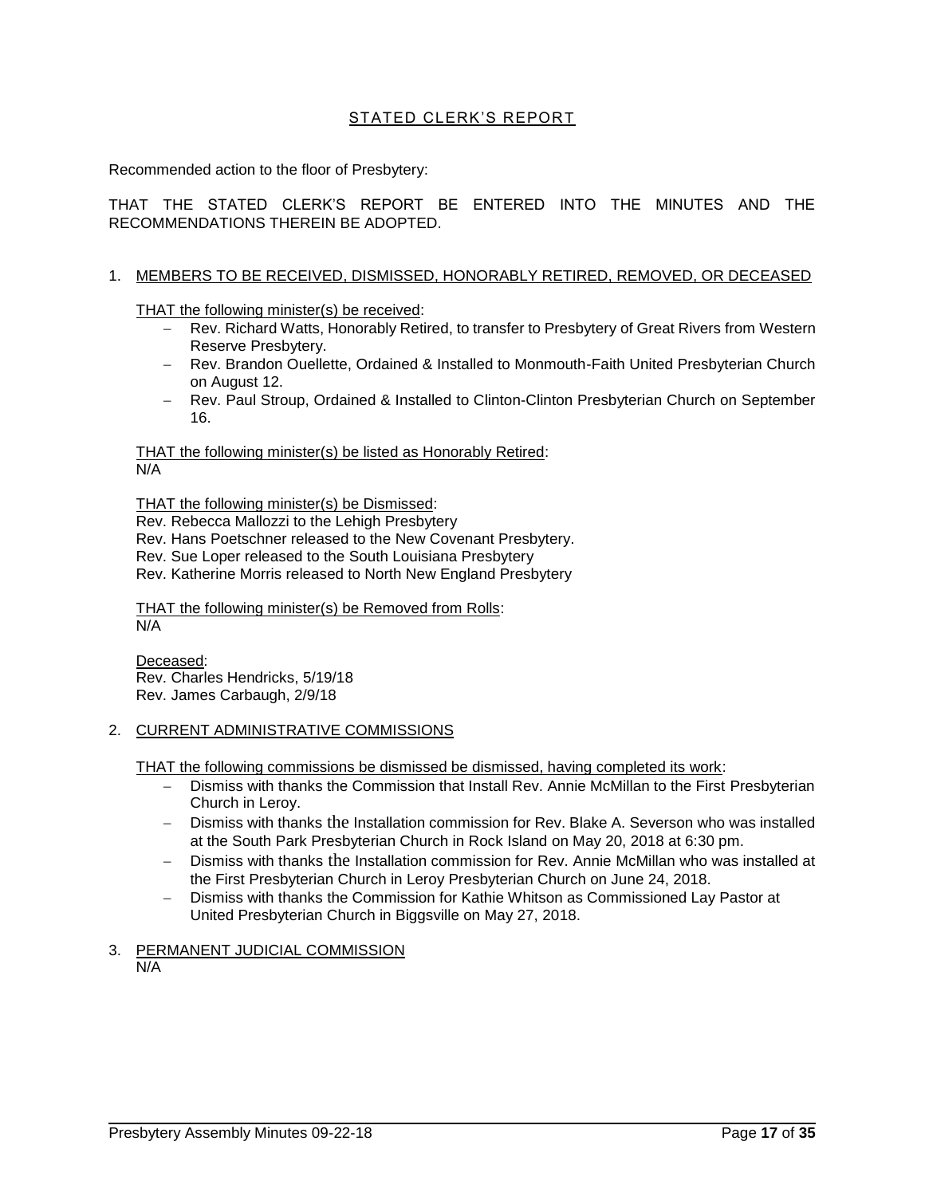## STATED CLERK'S REPORT

Recommended action to the floor of Presbytery:

THAT THE STATED CLERK'S REPORT BE ENTERED INTO THE MINUTES AND THE RECOMMENDATIONS THEREIN BE ADOPTED.

1. MEMBERS TO BE RECEIVED, DISMISSED, HONORABLY RETIRED, REMOVED, OR DECEASED

   THAT the following minister(s) be received:
   - Rev. Richard Watts, Honorably Retired, to transfer to Presbytery of Great Rivers from Western Reserve Presbytery.
   - Rev. Brandon Ouellette, Ordained & Installed to Monmouth-Faith United Presbyterian Church on August 12.
   - Rev. Paul Stroup, Ordained & Installed to Clinton-Clinton Presbyterian Church on September 16.

   THAT the following minister(s) be listed as Honorably Retired:
   N/A

   THAT the following minister(s) be Dismissed:
   Rev. Rebecca Mallozzi to the Lehigh Presbytery
   Rev. Hans Poetschner released to the New Covenant Presbytery.
   Rev. Sue Loper released to the South Louisiana Presbytery
   Rev. Katherine Morris released to North New England Presbytery

   THAT the following minister(s) be Removed from Rolls:
   N/A

   Deceased:
   Rev. Charles Hendricks, 5/19/18
   Rev. James Carbaugh, 2/9/18

2. CURRENT ADMINISTRATIVE COMMISSIONS

   THAT the following commissions be dismissed be dismissed, having completed its work:
   - Dismiss with thanks the Commission that Install Rev. Annie McMillan to the First Presbyterian Church in Leroy.
   - Dismiss with thanks the Installation commission for Rev. Blake A. Severson who was installed at the South Park Presbyterian Church in Rock Island on May 20, 2018 at 6:30 pm.
   - Dismiss with thanks the Installation commission for Rev. Annie McMillan who was installed at the First Presbyterian Church in Leroy Presbyterian Church on June 24, 2018.
   - Dismiss with thanks the Commission for Kathie Whitson as Commissioned Lay Pastor at United Presbyterian Church in Biggsville on May 27, 2018.

3. PERMANENT JUDICIAL COMMISSION
   N/A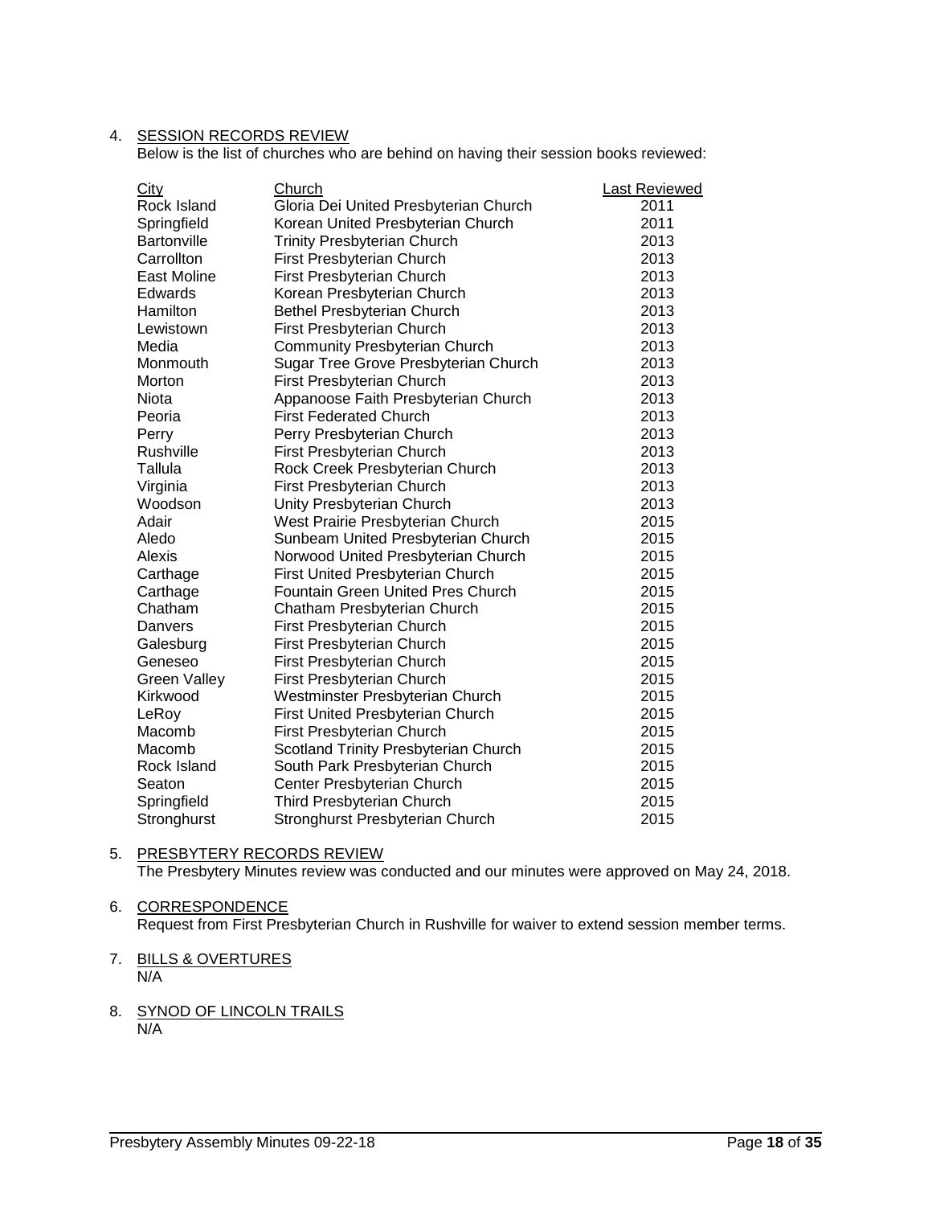4. **SESSION RECORDS REVIEW**
   Below is the list of churches who are behind on having their session books reviewed:

| City | Church | Last Reviewed |
|---|---|---|
| Rock Island | Gloria Dei United Presbyterian Church | 2011 |
| Springfield | Korean United Presbyterian Church | 2011 |
| Bartonville | Trinity Presbyterian Church | 2013 |
| Carrollton | First Presbyterian Church | 2013 |
| East Moline | First Presbyterian Church | 2013 |
| Edwards | Korean Presbyterian Church | 2013 |
| Hamilton | Bethel Presbyterian Church | 2013 |
| Lewistown | First Presbyterian Church | 2013 |
| Media | Community Presbyterian Church | 2013 |
| Monmouth | Sugar Tree Grove Presbyterian Church | 2013 |
| Morton | First Presbyterian Church | 2013 |
| Niota | Appanoose Faith Presbyterian Church | 2013 |
| Peoria | First Federated Church | 2013 |
| Perry | Perry Presbyterian Church | 2013 |
| Rushville | First Presbyterian Church | 2013 |
| Tallula | Rock Creek Presbyterian Church | 2013 |
| Virginia | First Presbyterian Church | 2013 |
| Woodson | Unity Presbyterian Church | 2013 |
| Adair | West Prairie Presbyterian Church | 2015 |
| Aledo | Sunbeam United Presbyterian Church | 2015 |
| Alexis | Norwood United Presbyterian Church | 2015 |
| Carthage | First United Presbyterian Church | 2015 |
| Carthage | Fountain Green United Pres Church | 2015 |
| Chatham | Chatham Presbyterian Church | 2015 |
| Danvers | First Presbyterian Church | 2015 |
| Galesburg | First Presbyterian Church | 2015 |
| Geneseo | First Presbyterian Church | 2015 |
| Green Valley | First Presbyterian Church | 2015 |
| Kirkwood | Westminster Presbyterian Church | 2015 |
| LeRoy | First United Presbyterian Church | 2015 |
| Macomb | First Presbyterian Church | 2015 |
| Macomb | Scotland Trinity Presbyterian Church | 2015 |
| Rock Island | South Park Presbyterian Church | 2015 |
| Seaton | Center Presbyterian Church | 2015 |
| Springfield | Third Presbyterian Church | 2015 |
| Stronghurst | Stronghurst Presbyterian Church | 2015 |

5. **PRESBYTERY RECORDS REVIEW**
   The Presbytery Minutes review was conducted and our minutes were approved on May 24, 2018.

6. **CORRESPONDENCE**
   Request from First Presbyterian Church in Rushville for waiver to extend session member terms.

7. **BILLS & OVERTURES**
   N/A

8. **SYNOD OF LINCOLN TRAILS**
   N/A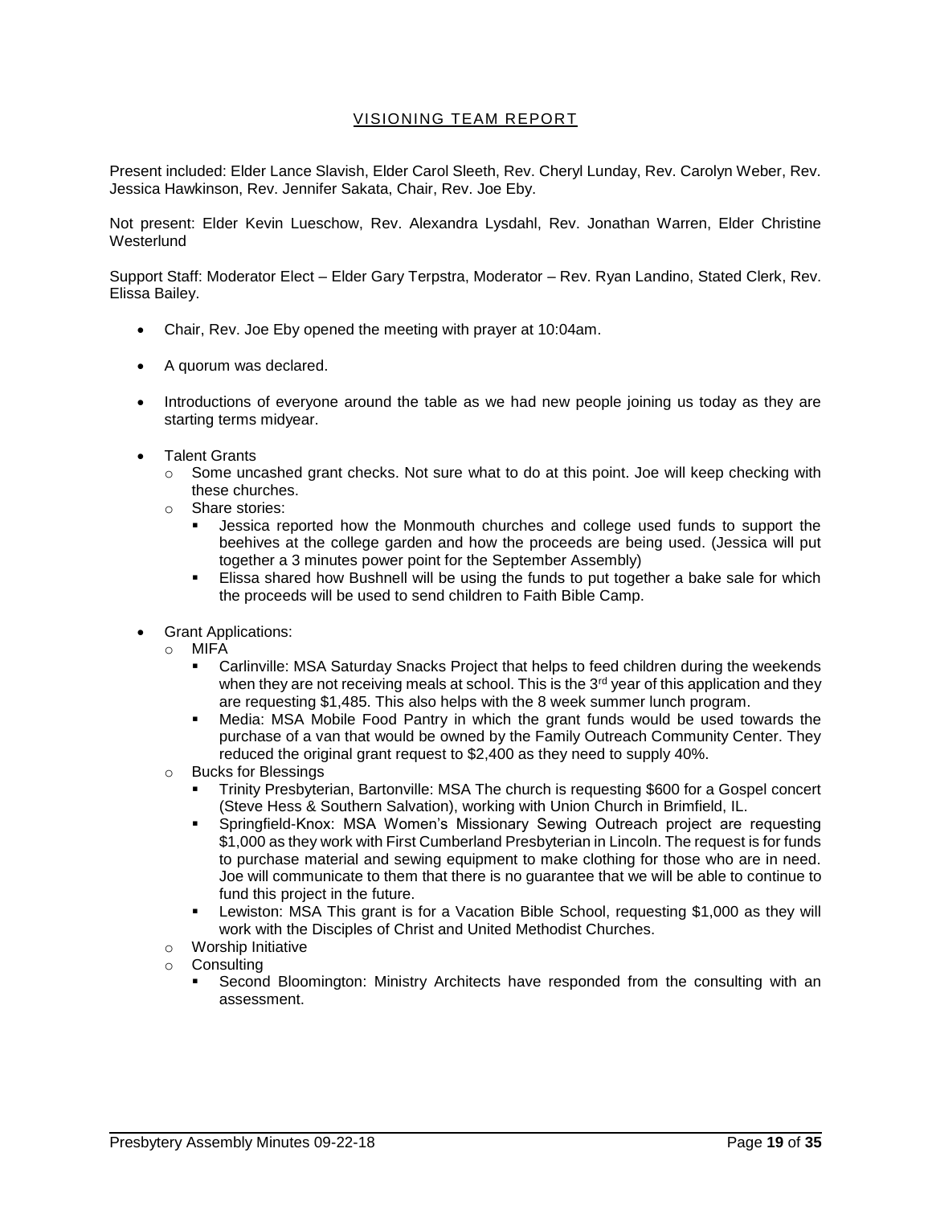## VISIONING TEAM REPORT

Present included: Elder Lance Slavish, Elder Carol Sleeth, Rev. Cheryl Lunday, Rev. Carolyn Weber, Rev. Jessica Hawkinson, Rev. Jennifer Sakata, Chair, Rev. Joe Eby.

Not present: Elder Kevin Lueschow, Rev. Alexandra Lysdahl, Rev. Jonathan Warren, Elder Christine Westerlund

Support Staff: Moderator Elect – Elder Gary Terpstra, Moderator – Rev. Ryan Landino, Stated Clerk, Rev. Elissa Bailey.

- Chair, Rev. Joe Eby opened the meeting with prayer at 10:04am.
- A quorum was declared.
- Introductions of everyone around the table as we had new people joining us today as they are starting terms midyear.
- Talent Grants
  - Some uncashed grant checks. Not sure what to do at this point. Joe will keep checking with these churches.
  - Share stories:
    - Jessica reported how the Monmouth churches and college used funds to support the beehives at the college garden and how the proceeds are being used. (Jessica will put together a 3 minutes power point for the September Assembly)
    - Elissa shared how Bushnell will be using the funds to put together a bake sale for which the proceeds will be used to send children to Faith Bible Camp.
- Grant Applications:
  - MIFA
    - Carlinville: MSA Saturday Snacks Project that helps to feed children during the weekends when they are not receiving meals at school. This is the 3rd year of this application and they are requesting $1,485. This also helps with the 8 week summer lunch program.
    - Media: MSA Mobile Food Pantry in which the grant funds would be used towards the purchase of a van that would be owned by the Family Outreach Community Center. They reduced the original grant request to $2,400 as they need to supply 40%.
  - Bucks for Blessings
    - Trinity Presbyterian, Bartonville: MSA The church is requesting $600 for a Gospel concert (Steve Hess & Southern Salvation), working with Union Church in Brimfield, IL.
    - Springfield-Knox: MSA Women's Missionary Sewing Outreach project are requesting $1,000 as they work with First Cumberland Presbyterian in Lincoln. The request is for funds to purchase material and sewing equipment to make clothing for those who are in need. Joe will communicate to them that there is no guarantee that we will be able to continue to fund this project in the future.
    - Lewiston: MSA This grant is for a Vacation Bible School, requesting $1,000 as they will work with the Disciples of Christ and United Methodist Churches.
  - Worship Initiative
  - Consulting
    - Second Bloomington: Ministry Architects have responded from the consulting with an assessment.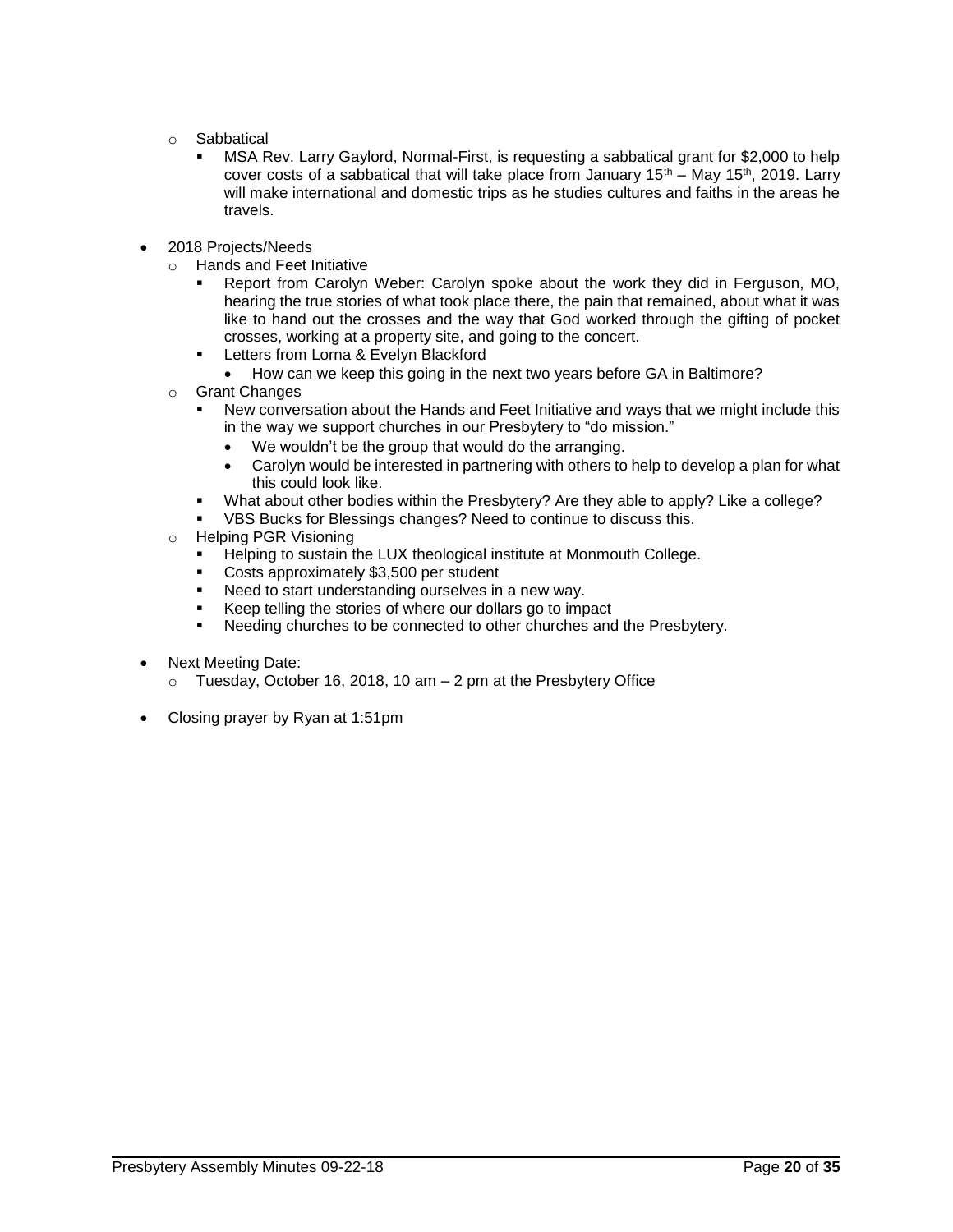- Sabbatical
  - MSA Rev. Larry Gaylord, Normal-First, is requesting a sabbatical grant for $2,000 to help cover costs of a sabbatical that will take place from January 15th – May 15th, 2019. Larry will make international and domestic trips as he studies cultures and faiths in the areas he travels.

- 2018 Projects/Needs
  - Hands and Feet Initiative
    - Report from Carolyn Weber: Carolyn spoke about the work they did in Ferguson, MO, hearing the true stories of what took place there, the pain that remained, about what it was like to hand out the crosses and the way that God worked through the gifting of pocket crosses, working at a property site, and going to the concert.
    - Letters from Lorna & Evelyn Blackford
      - How can we keep this going in the next two years before GA in Baltimore?
  - Grant Changes
    - New conversation about the Hands and Feet Initiative and ways that we might include this in the way we support churches in our Presbytery to "do mission."
      - We wouldn't be the group that would do the arranging.
      - Carolyn would be interested in partnering with others to help to develop a plan for what this could look like.
    - What about other bodies within the Presbytery? Are they able to apply? Like a college?
    - VBS Bucks for Blessings changes? Need to continue to discuss this.
  - Helping PGR Visioning
    - Helping to sustain the LUX theological institute at Monmouth College.
    - Costs approximately $3,500 per student
    - Need to start understanding ourselves in a new way.
    - Keep telling the stories of where our dollars go to impact
    - Needing churches to be connected to other churches and the Presbytery.

- Next Meeting Date:
  - Tuesday, October 16, 2018, 10 am – 2 pm at the Presbytery Office

- Closing prayer by Ryan at 1:51pm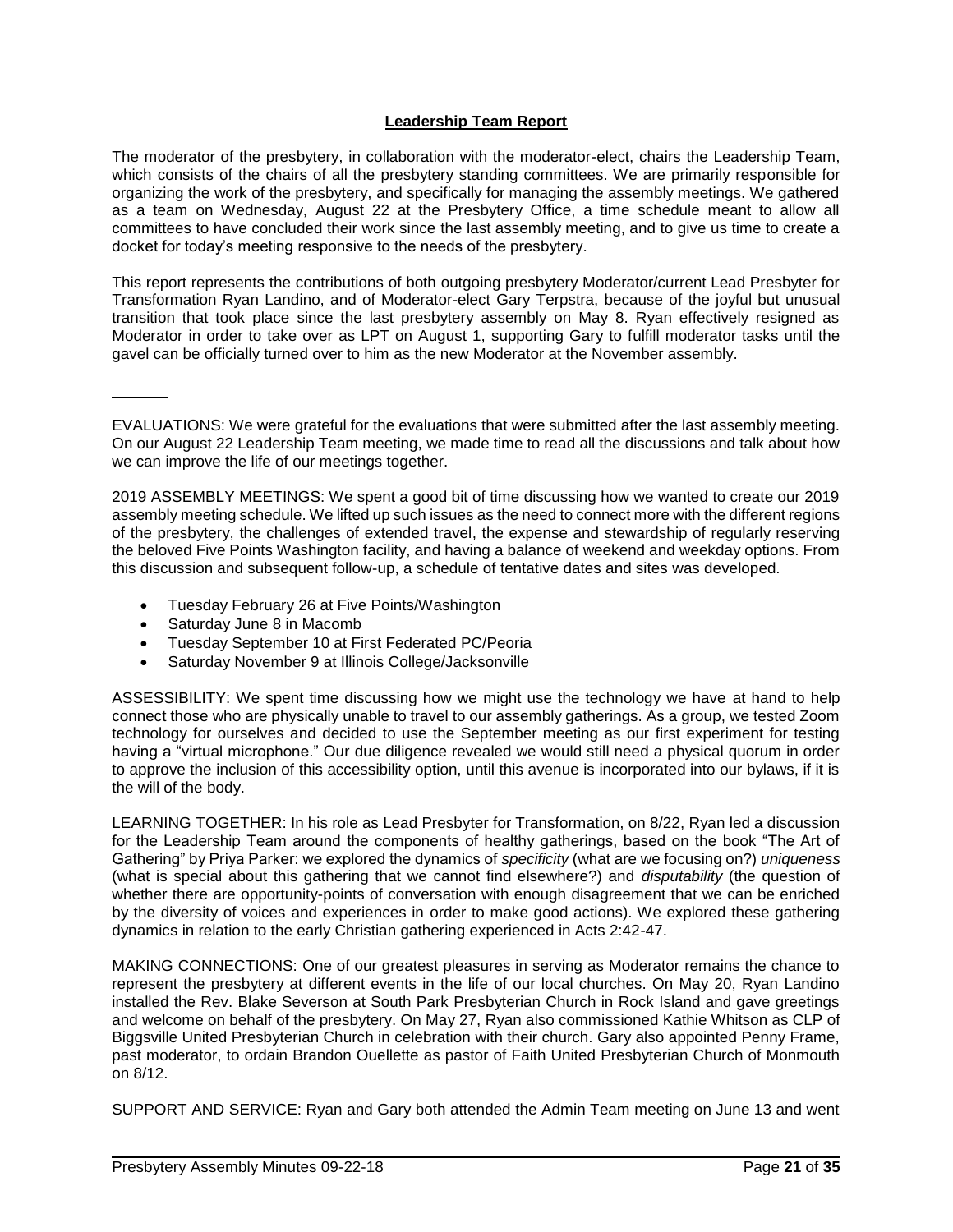**Leadership Team Report**

The moderator of the presbytery, in collaboration with the moderator-elect, chairs the Leadership Team, which consists of the chairs of all the presbytery standing committees. We are primarily responsible for organizing the work of the presbytery, and specifically for managing the assembly meetings. We gathered as a team on Wednesday, August 22 at the Presbytery Office, a time schedule meant to allow all committees to have concluded their work since the last assembly meeting, and to give us time to create a docket for today's meeting responsive to the needs of the presbytery.

This report represents the contributions of both outgoing presbytery Moderator/current Lead Presbyter for Transformation Ryan Landino, and of Moderator-elect Gary Terpstra, because of the joyful but unusual transition that took place since the last presbytery assembly on May 8. Ryan effectively resigned as Moderator in order to take over as LPT on August 1, supporting Gary to fulfill moderator tasks until the gavel can be officially turned over to him as the new Moderator at the November assembly.

---

EVALUATIONS: We were grateful for the evaluations that were submitted after the last assembly meeting. On our August 22 Leadership Team meeting, we made time to read all the discussions and talk about how we can improve the life of our meetings together.

2019 ASSEMBLY MEETINGS: We spent a good bit of time discussing how we wanted to create our 2019 assembly meeting schedule. We lifted up such issues as the need to connect more with the different regions of the presbytery, the challenges of extended travel, the expense and stewardship of regularly reserving the beloved Five Points Washington facility, and having a balance of weekend and weekday options. From this discussion and subsequent follow-up, a schedule of tentative dates and sites was developed.

- Tuesday February 26 at Five Points/Washington
- Saturday June 8 in Macomb
- Tuesday September 10 at First Federated PC/Peoria
- Saturday November 9 at Illinois College/Jacksonville

ASSESSIBILITY: We spent time discussing how we might use the technology we have at hand to help connect those who are physically unable to travel to our assembly gatherings. As a group, we tested Zoom technology for ourselves and decided to use the September meeting as our first experiment for testing having a "virtual microphone." Our due diligence revealed we would still need a physical quorum in order to approve the inclusion of this accessibility option, until this avenue is incorporated into our bylaws, if it is the will of the body.

LEARNING TOGETHER: In his role as Lead Presbyter for Transformation, on 8/22, Ryan led a discussion for the Leadership Team around the components of healthy gatherings, based on the book "The Art of Gathering" by Priya Parker: we explored the dynamics of *specificity* (what are we focusing on?) *uniqueness* (what is special about this gathering that we cannot find elsewhere?) and *disputability* (the question of whether there are opportunity-points of conversation with enough disagreement that we can be enriched by the diversity of voices and experiences in order to make good actions). We explored these gathering dynamics in relation to the early Christian gathering experienced in Acts 2:42-47.

MAKING CONNECTIONS: One of our greatest pleasures in serving as Moderator remains the chance to represent the presbytery at different events in the life of our local churches. On May 20, Ryan Landino installed the Rev. Blake Severson at South Park Presbyterian Church in Rock Island and gave greetings and welcome on behalf of the presbytery. On May 27, Ryan also commissioned Kathie Whitson as CLP of Biggsville United Presbyterian Church in celebration with their church. Gary also appointed Penny Frame, past moderator, to ordain Brandon Ouellette as pastor of Faith United Presbyterian Church of Monmouth on 8/12.

SUPPORT AND SERVICE: Ryan and Gary both attended the Admin Team meeting on June 13 and went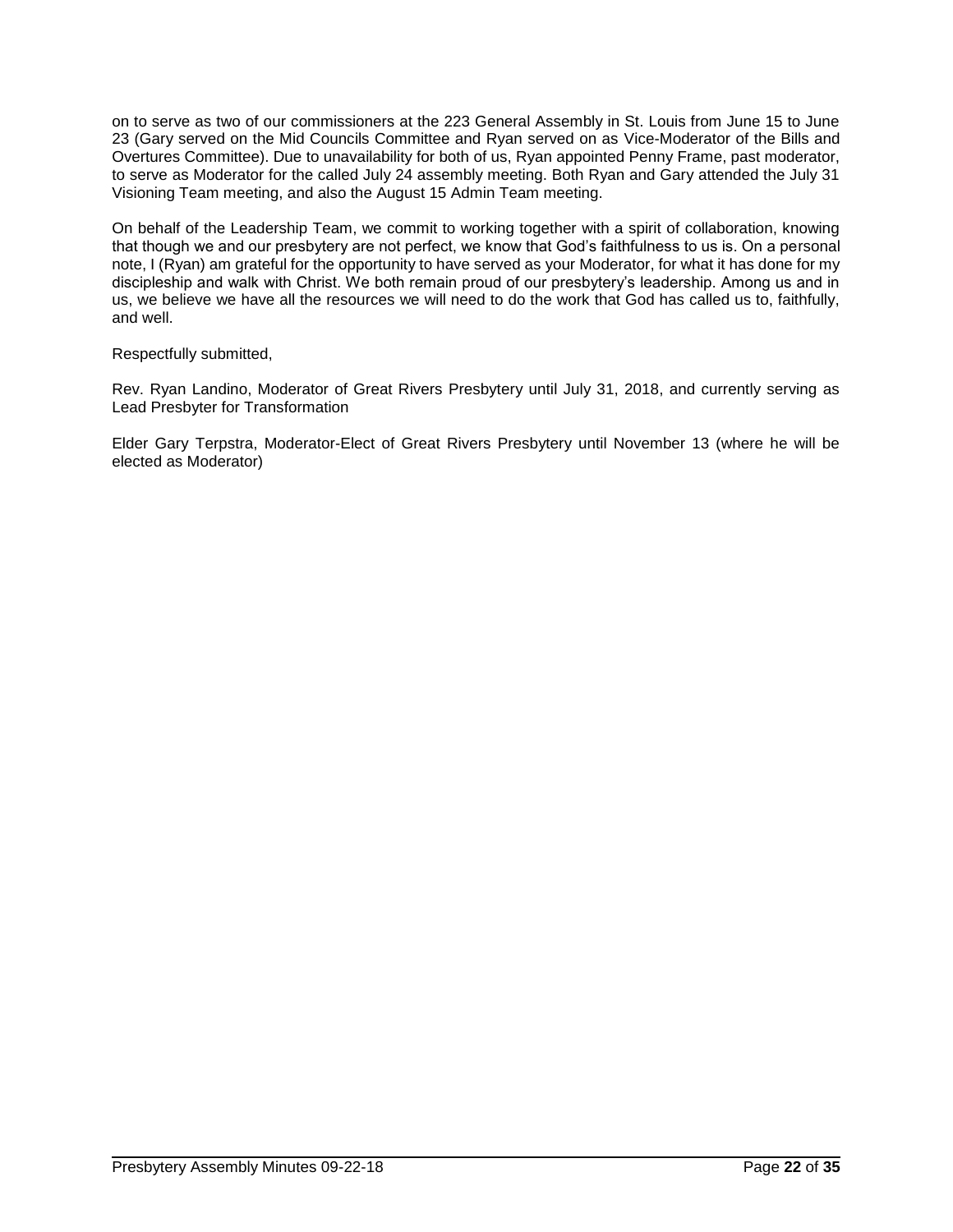on to serve as two of our commissioners at the 223 General Assembly in St. Louis from June 15 to June 23 (Gary served on the Mid Councils Committee and Ryan served on as Vice-Moderator of the Bills and Overtures Committee). Due to unavailability for both of us, Ryan appointed Penny Frame, past moderator, to serve as Moderator for the called July 24 assembly meeting. Both Ryan and Gary attended the July 31 Visioning Team meeting, and also the August 15 Admin Team meeting.

On behalf of the Leadership Team, we commit to working together with a spirit of collaboration, knowing that though we and our presbytery are not perfect, we know that God's faithfulness to us is. On a personal note, I (Ryan) am grateful for the opportunity to have served as your Moderator, for what it has done for my discipleship and walk with Christ. We both remain proud of our presbytery's leadership. Among us and in us, we believe we have all the resources we will need to do the work that God has called us to, faithfully, and well.

Respectfully submitted,

Rev. Ryan Landino, Moderator of Great Rivers Presbytery until July 31, 2018, and currently serving as Lead Presbyter for Transformation

Elder Gary Terpstra, Moderator-Elect of Great Rivers Presbytery until November 13 (where he will be elected as Moderator)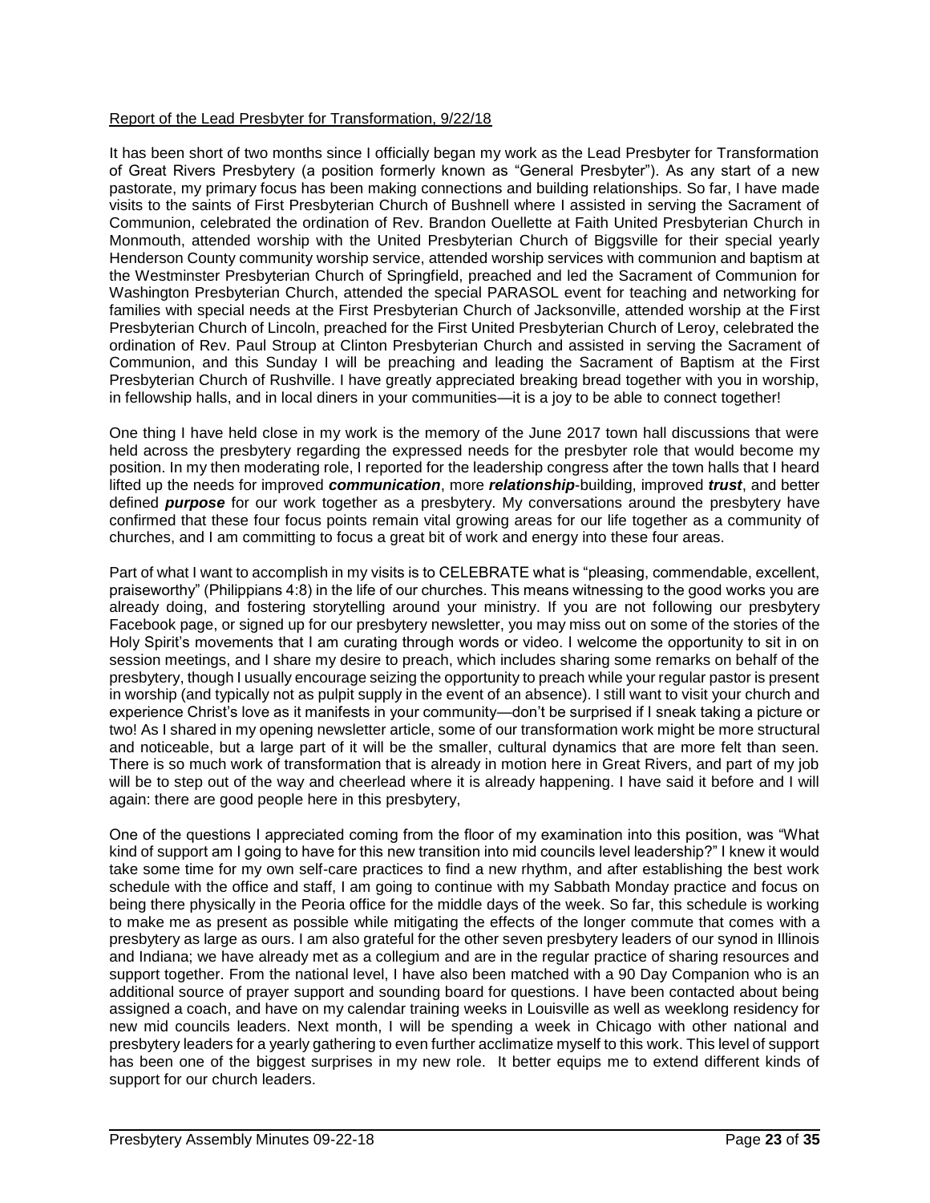Report of the Lead Presbyter for Transformation, 9/22/18

It has been short of two months since I officially began my work as the Lead Presbyter for Transformation of Great Rivers Presbytery (a position formerly known as "General Presbyter"). As any start of a new pastorate, my primary focus has been making connections and building relationships. So far, I have made visits to the saints of First Presbyterian Church of Bushnell where I assisted in serving the Sacrament of Communion, celebrated the ordination of Rev. Brandon Ouellette at Faith United Presbyterian Church in Monmouth, attended worship with the United Presbyterian Church of Biggsville for their special yearly Henderson County community worship service, attended worship services with communion and baptism at the Westminster Presbyterian Church of Springfield, preached and led the Sacrament of Communion for Washington Presbyterian Church, attended the special PARASOL event for teaching and networking for families with special needs at the First Presbyterian Church of Jacksonville, attended worship at the First Presbyterian Church of Lincoln, preached for the First United Presbyterian Church of Leroy, celebrated the ordination of Rev. Paul Stroup at Clinton Presbyterian Church and assisted in serving the Sacrament of Communion, and this Sunday I will be preaching and leading the Sacrament of Baptism at the First Presbyterian Church of Rushville. I have greatly appreciated breaking bread together with you in worship, in fellowship halls, and in local diners in your communities—it is a joy to be able to connect together!

One thing I have held close in my work is the memory of the June 2017 town hall discussions that were held across the presbytery regarding the expressed needs for the presbyter role that would become my position. In my then moderating role, I reported for the leadership congress after the town halls that I heard lifted up the needs for improved ***communication***, more ***relationship***-building, improved ***trust***, and better defined ***purpose*** for our work together as a presbytery. My conversations around the presbytery have confirmed that these four focus points remain vital growing areas for our life together as a community of churches, and I am committing to focus a great bit of work and energy into these four areas.

Part of what I want to accomplish in my visits is to CELEBRATE what is "pleasing, commendable, excellent, praiseworthy" (Philippians 4:8) in the life of our churches. This means witnessing to the good works you are already doing, and fostering storytelling around your ministry. If you are not following our presbytery Facebook page, or signed up for our presbytery newsletter, you may miss out on some of the stories of the Holy Spirit's movements that I am curating through words or video. I welcome the opportunity to sit in on session meetings, and I share my desire to preach, which includes sharing some remarks on behalf of the presbytery, though I usually encourage seizing the opportunity to preach while your regular pastor is present in worship (and typically not as pulpit supply in the event of an absence). I still want to visit your church and experience Christ's love as it manifests in your community—don't be surprised if I sneak taking a picture or two! As I shared in my opening newsletter article, some of our transformation work might be more structural and noticeable, but a large part of it will be the smaller, cultural dynamics that are more felt than seen. There is so much work of transformation that is already in motion here in Great Rivers, and part of my job will be to step out of the way and cheerlead where it is already happening. I have said it before and I will again: there are good people here in this presbytery,

One of the questions I appreciated coming from the floor of my examination into this position, was "What kind of support am I going to have for this new transition into mid councils level leadership?" I knew it would take some time for my own self-care practices to find a new rhythm, and after establishing the best work schedule with the office and staff, I am going to continue with my Sabbath Monday practice and focus on being there physically in the Peoria office for the middle days of the week. So far, this schedule is working to make me as present as possible while mitigating the effects of the longer commute that comes with a presbytery as large as ours. I am also grateful for the other seven presbytery leaders of our synod in Illinois and Indiana; we have already met as a collegium and are in the regular practice of sharing resources and support together. From the national level, I have also been matched with a 90 Day Companion who is an additional source of prayer support and sounding board for questions. I have been contacted about being assigned a coach, and have on my calendar training weeks in Louisville as well as weeklong residency for new mid councils leaders. Next month, I will be spending a week in Chicago with other national and presbytery leaders for a yearly gathering to even further acclimatize myself to this work. This level of support has been one of the biggest surprises in my new role. It better equips me to extend different kinds of support for our church leaders.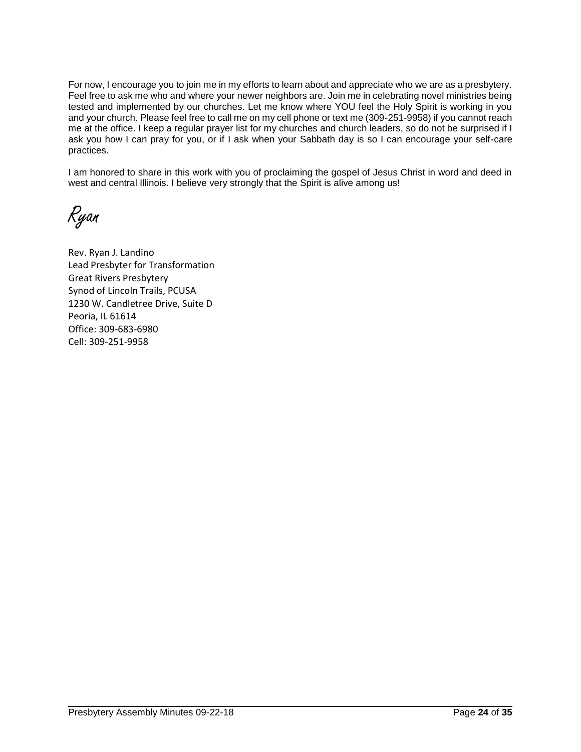For now, I encourage you to join me in my efforts to learn about and appreciate who we are as a presbytery. Feel free to ask me who and where your newer neighbors are. Join me in celebrating novel ministries being tested and implemented by our churches. Let me know where YOU feel the Holy Spirit is working in you and your church. Please feel free to call me on my cell phone or text me (309-251-9958) if you cannot reach me at the office. I keep a regular prayer list for my churches and church leaders, so do not be surprised if I ask you how I can pray for you, or if I ask when your Sabbath day is so I can encourage your self-care practices.

I am honored to share in this work with you of proclaiming the gospel of Jesus Christ in word and deed in west and central Illinois. I believe very strongly that the Spirit is alive among us!

*Ryan*

Rev. Ryan J. Landino
Lead Presbyter for Transformation
Great Rivers Presbytery
Synod of Lincoln Trails, PCUSA
1230 W. Candletree Drive, Suite D
Peoria, IL 61614
Office: 309-683-6980
Cell: 309-251-9958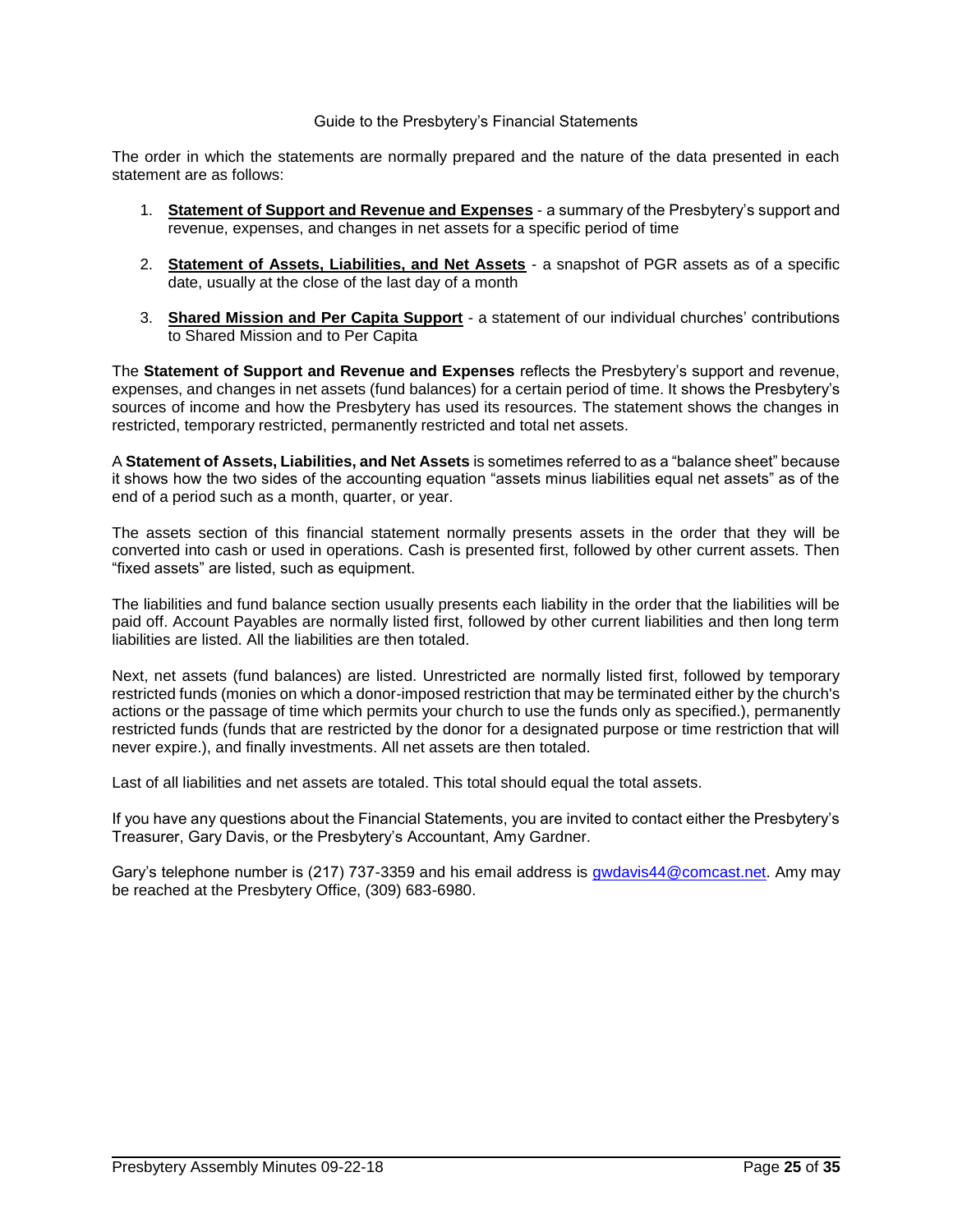# Guide to the Presbytery's Financial Statements

The order in which the statements are normally prepared and the nature of the data presented in each statement are as follows:

1. **Statement of Support and Revenue and Expenses** - a summary of the Presbytery's support and revenue, expenses, and changes in net assets for a specific period of time
2. **Statement of Assets, Liabilities, and Net Assets** - a snapshot of PGR assets as of a specific date, usually at the close of the last day of a month
3. **Shared Mission and Per Capita Support** - a statement of our individual churches' contributions to Shared Mission and to Per Capita

The **Statement of Support and Revenue and Expenses** reflects the Presbytery's support and revenue, expenses, and changes in net assets (fund balances) for a certain period of time. It shows the Presbytery's sources of income and how the Presbytery has used its resources. The statement shows the changes in restricted, temporary restricted, permanently restricted and total net assets.

A **Statement of Assets, Liabilities, and Net Assets** is sometimes referred to as a "balance sheet" because it shows how the two sides of the accounting equation "assets minus liabilities equal net assets" as of the end of a period such as a month, quarter, or year.

The assets section of this financial statement normally presents assets in the order that they will be converted into cash or used in operations. Cash is presented first, followed by other current assets. Then "fixed assets" are listed, such as equipment.

The liabilities and fund balance section usually presents each liability in the order that the liabilities will be paid off. Account Payables are normally listed first, followed by other current liabilities and then long term liabilities are listed. All the liabilities are then totaled.

Next, net assets (fund balances) are listed. Unrestricted are normally listed first, followed by temporary restricted funds (monies on which a donor-imposed restriction that may be terminated either by the church's actions or the passage of time which permits your church to use the funds only as specified.), permanently restricted funds (funds that are restricted by the donor for a designated purpose or time restriction that will never expire.), and finally investments. All net assets are then totaled.

Last of all liabilities and net assets are totaled. This total should equal the total assets.

If you have any questions about the Financial Statements, you are invited to contact either the Presbytery's Treasurer, Gary Davis, or the Presbytery's Accountant, Amy Gardner.

Gary's telephone number is (217) 737-3359 and his email address is gwdavis44@comcast.net. Amy may be reached at the Presbytery Office, (309) 683-6980.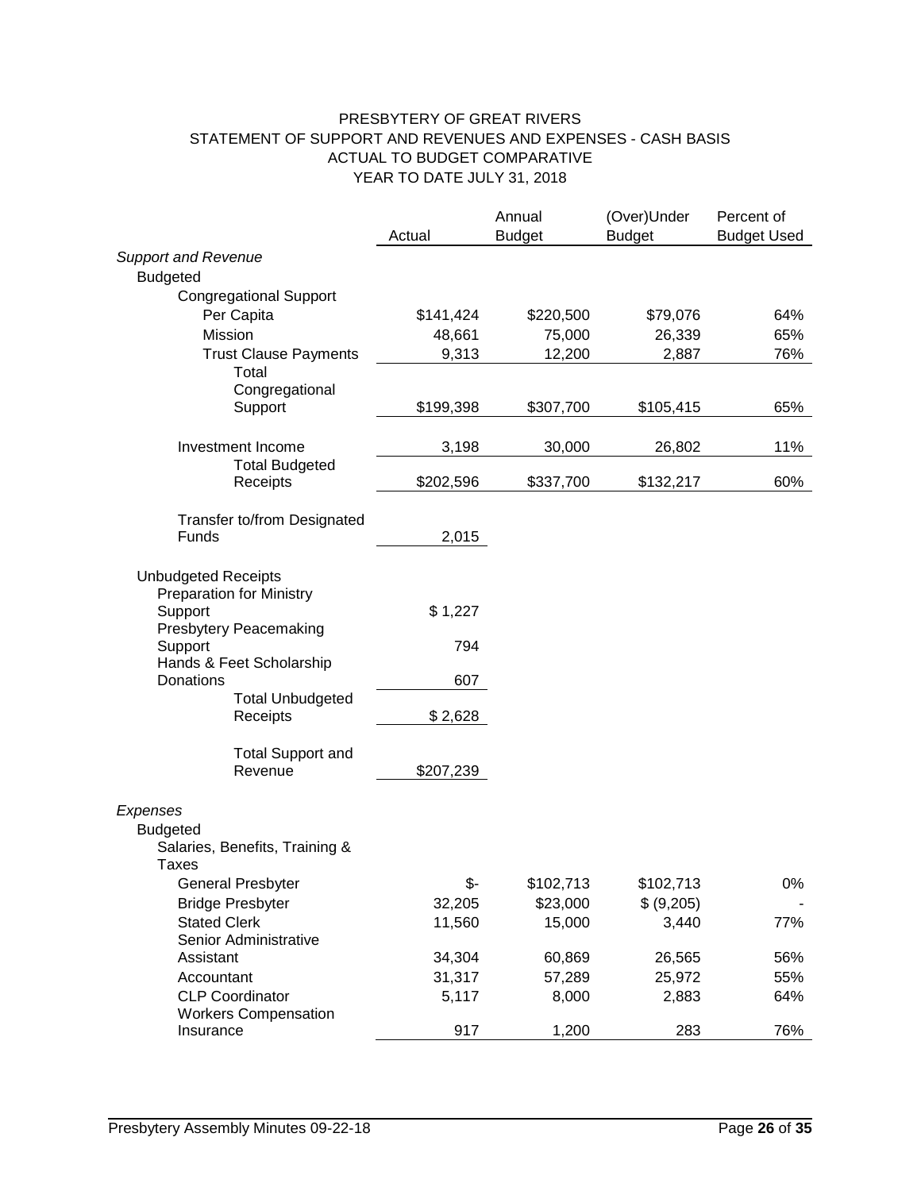PRESBYTERY OF GREAT RIVERS
STATEMENT OF SUPPORT AND REVENUES AND EXPENSES - CASH BASIS
ACTUAL TO BUDGET COMPARATIVE
YEAR TO DATE JULY 31, 2018

| | Actual | Annual Budget | (Over)Under Budget | Percent of Budget Used |
|---|---|---|---|---|
| *Support and Revenue* | | | | |
| Budgeted | | | | |
| Congregational Support | | | | |
| Per Capita | $141,424 | $220,500 | $79,076 | 64% |
| Mission | 48,661 | 75,000 | 26,339 | 65% |
| Trust Clause Payments | 9,313 | 12,200 | 2,887 | 76% |
| Total Congregational Support | $199,398 | $307,700 | $105,415 | 65% |
| Investment Income | 3,198 | 30,000 | 26,802 | 11% |
| Total Budgeted Receipts | $202,596 | $337,700 | $132,217 | 60% |
| Transfer to/from Designated Funds | 2,015 | | | |
| Unbudgeted Receipts | | | | |
| Preparation for Ministry Support | $ 1,227 | | | |
| Presbytery Peacemaking Support | 794 | | | |
| Hands & Feet Scholarship Donations | 607 | | | |
| Total Unbudgeted Receipts | $ 2,628 | | | |
| Total Support and Revenue | $207,239 | | | |
| *Expenses* | | | | |
| Budgeted | | | | |
| Salaries, Benefits, Training & Taxes | | | | |
| General Presbyter | $- | $102,713 | $102,713 | 0% |
| Bridge Presbyter | 32,205 | $23,000 | $ (9,205) | - |
| Stated Clerk | 11,560 | 15,000 | 3,440 | 77% |
| Senior Administrative Assistant | 34,304 | 60,869 | 26,565 | 56% |
| Accountant | 31,317 | 57,289 | 25,972 | 55% |
| CLP Coordinator | 5,117 | 8,000 | 2,883 | 64% |
| Workers Compensation Insurance | 917 | 1,200 | 283 | 76% |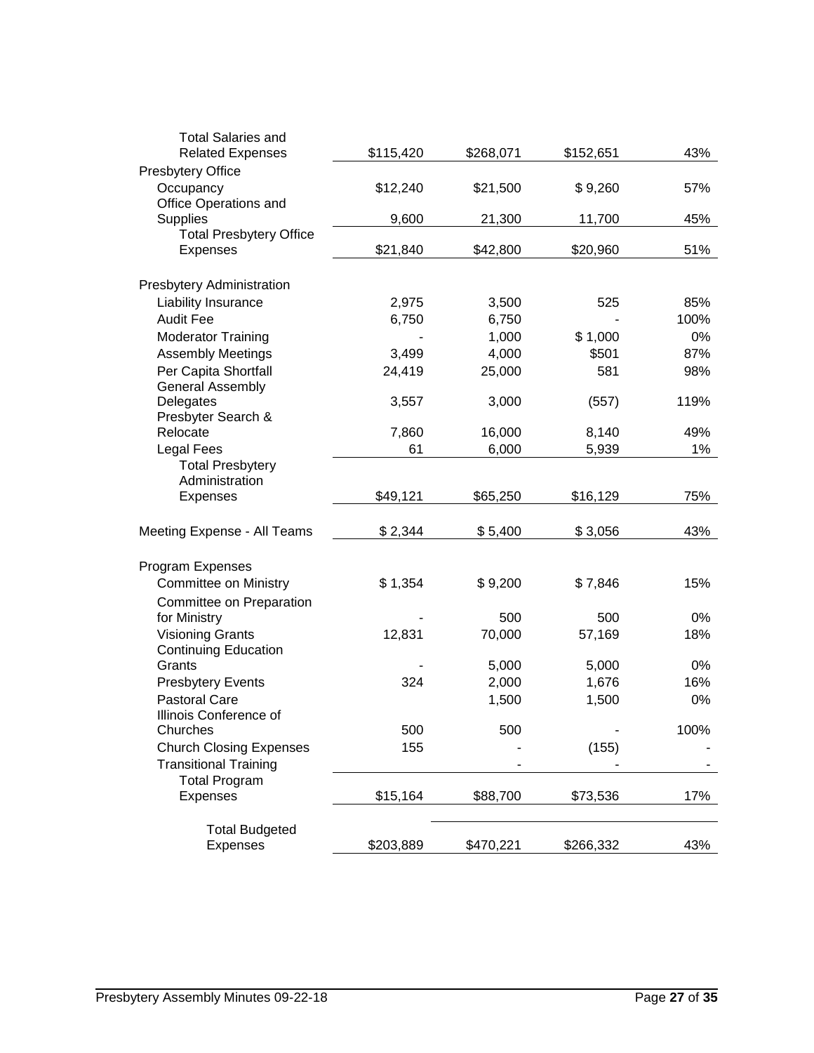| | | | | |
|---|---|---|---|---|
| Total Salaries and Related Expenses | $115,420 | $268,071 | $152,651 | 43% |
| Presbytery Office | | | | |
| Occupancy | $12,240 | $21,500 | $ 9,260 | 57% |
| Office Operations and Supplies | 9,600 | 21,300 | 11,700 | 45% |
| Total Presbytery Office Expenses | $21,840 | $42,800 | $20,960 | 51% |
| | | | | |
| Presbytery Administration | | | | |
| Liability Insurance | 2,975 | 3,500 | 525 | 85% |
| Audit Fee | 6,750 | 6,750 | - | 100% |
| Moderator Training | - | 1,000 | $ 1,000 | 0% |
| Assembly Meetings | 3,499 | 4,000 | $501 | 87% |
| Per Capita Shortfall | 24,419 | 25,000 | 581 | 98% |
| General Assembly Delegates | 3,557 | 3,000 | (557) | 119% |
| Presbyter Search & Relocate | 7,860 | 16,000 | 8,140 | 49% |
| Legal Fees | 61 | 6,000 | 5,939 | 1% |
| Total Presbytery Administration Expenses | $49,121 | $65,250 | $16,129 | 75% |
| | | | | |
| Meeting Expense - All Teams | $ 2,344 | $ 5,400 | $ 3,056 | 43% |
| | | | | |
| Program Expenses | | | | |
| Committee on Ministry | $ 1,354 | $ 9,200 | $ 7,846 | 15% |
| Committee on Preparation for Ministry | - | 500 | 500 | 0% |
| Visioning Grants | 12,831 | 70,000 | 57,169 | 18% |
| Continuing Education Grants | - | 5,000 | 5,000 | 0% |
| Presbytery Events | 324 | 2,000 | 1,676 | 16% |
| Pastoral Care | | 1,500 | 1,500 | 0% |
| Illinois Conference of Churches | 500 | 500 | - | 100% |
| Church Closing Expenses | 155 | - | (155) | - |
| Transitional Training | | - | - | - |
| Total Program Expenses | $15,164 | $88,700 | $73,536 | 17% |
| | | | | |
| Total Budgeted Expenses | $203,889 | $470,221 | $266,332 | 43% |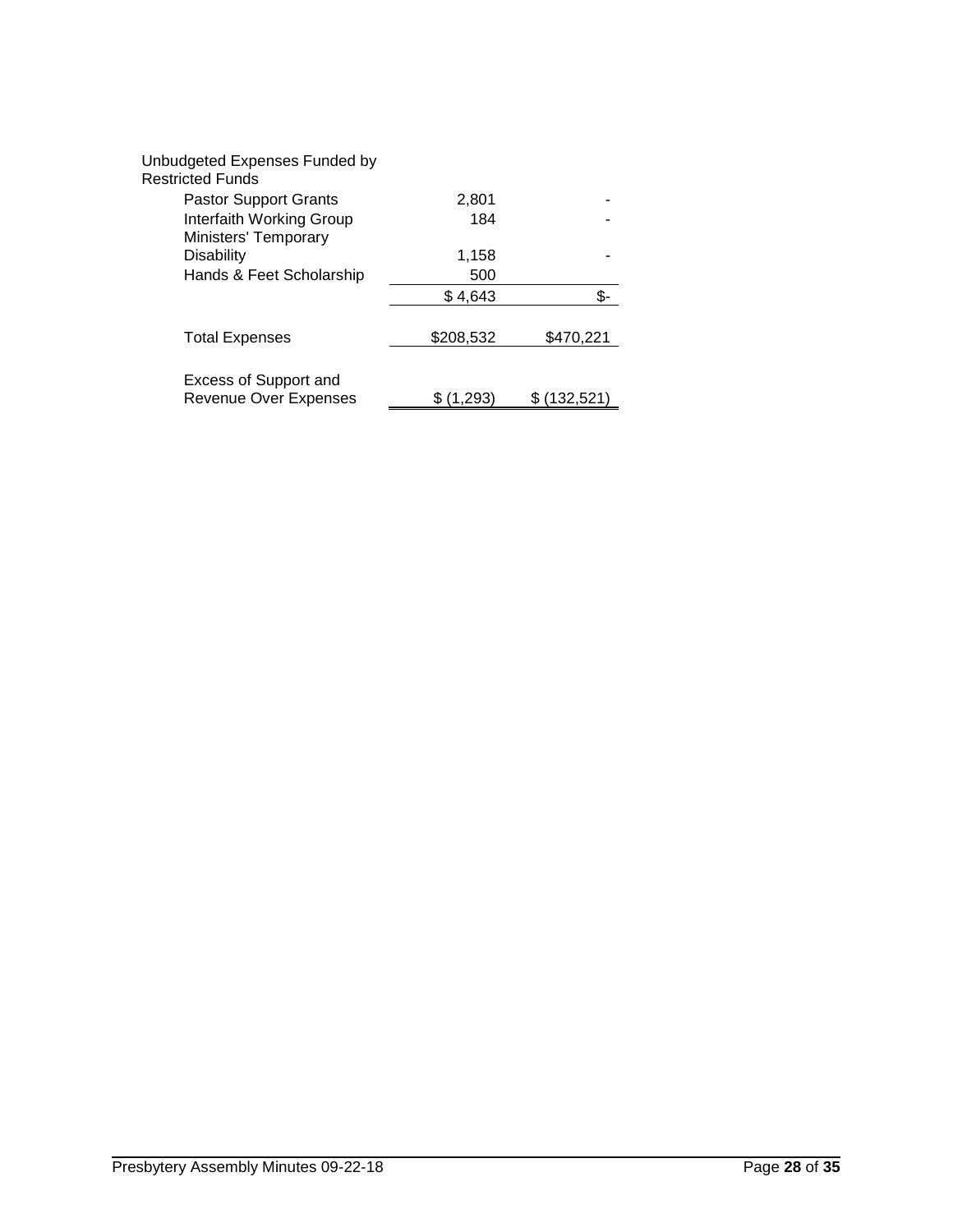| | | |
|---|---|---|
| Unbudgeted Expenses Funded by Restricted Funds | | |
| Pastor Support Grants | 2,801 | - |
| Interfaith Working Group | 184 | - |
| Ministers' Temporary Disability | 1,158 | - |
| Hands & Feet Scholarship | 500 | |
| | $ 4,643 | $- |
| Total Expenses | $208,532 | $470,221 |
| Excess of Support and Revenue Over Expenses | $ (1,293) | $ (132,521) |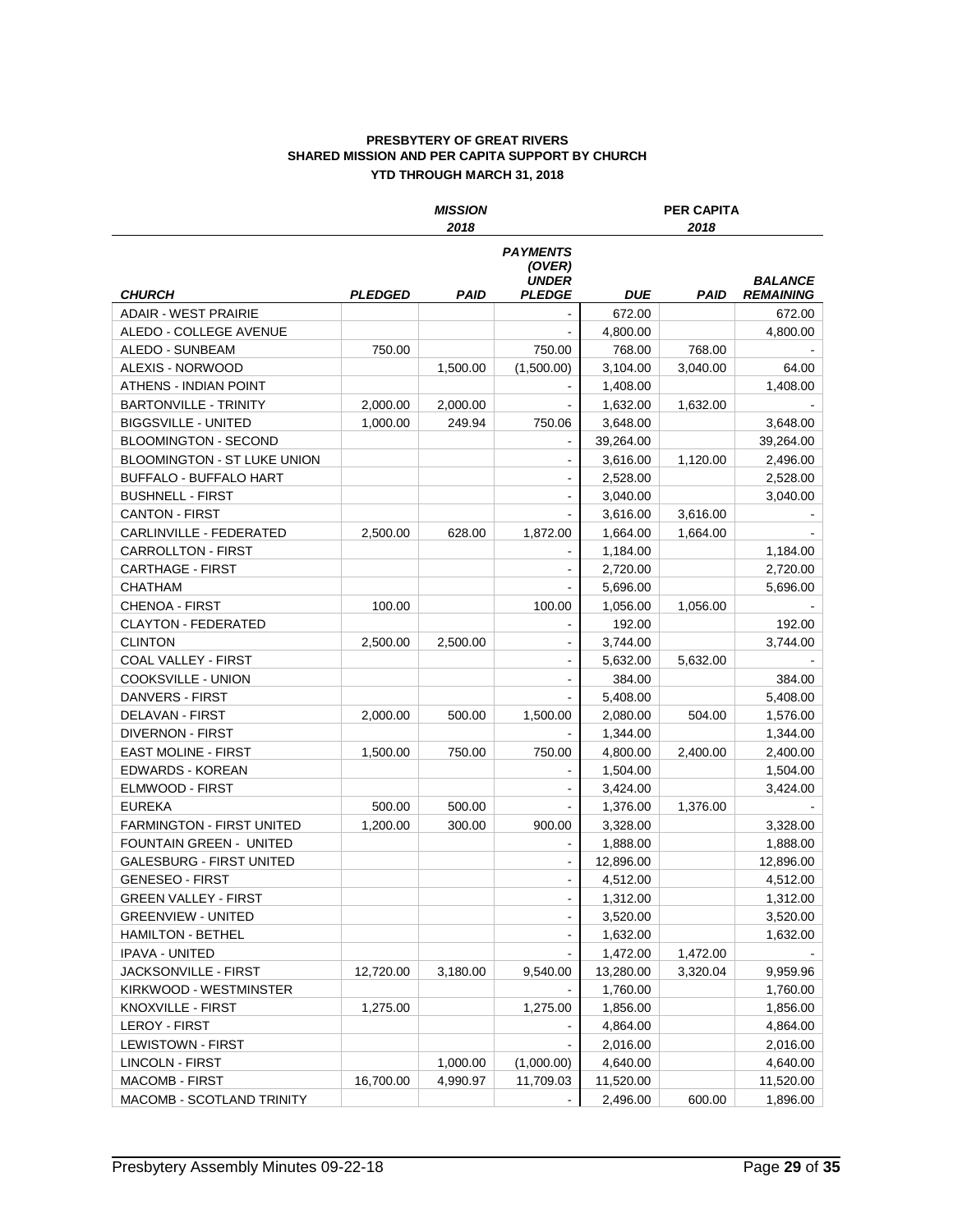**PRESBYTERY OF GREAT RIVERS**
**SHARED MISSION AND PER CAPITA SUPPORT BY CHURCH**
**YTD THROUGH MARCH 31, 2018**

| | ***MISSION*** | | | **PER CAPITA** | | |
|---|---|---|---|---|---|---|
| | | ***2018*** | | | ***2018*** | |
| ***CHURCH*** | ***PLEDGED*** | ***PAID*** | ***PAYMENTS (OVER) UNDER PLEDGE*** | ***DUE*** | ***PAID*** | ***BALANCE REMAINING*** |
| ADAIR - WEST PRAIRIE | | | - | 672.00 | | 672.00 |
| ALEDO - COLLEGE AVENUE | | | - | 4,800.00 | | 4,800.00 |
| ALEDO - SUNBEAM | 750.00 | | 750.00 | 768.00 | 768.00 | - |
| ALEXIS - NORWOOD | | 1,500.00 | (1,500.00) | 3,104.00 | 3,040.00 | 64.00 |
| ATHENS - INDIAN POINT | | | - | 1,408.00 | | 1,408.00 |
| BARTONVILLE - TRINITY | 2,000.00 | 2,000.00 | - | 1,632.00 | 1,632.00 | - |
| BIGGSVILLE - UNITED | 1,000.00 | 249.94 | 750.06 | 3,648.00 | | 3,648.00 |
| BLOOMINGTON - SECOND | | | - | 39,264.00 | | 39,264.00 |
| BLOOMINGTON - ST LUKE UNION | | | - | 3,616.00 | 1,120.00 | 2,496.00 |
| BUFFALO - BUFFALO HART | | | - | 2,528.00 | | 2,528.00 |
| BUSHNELL - FIRST | | | - | 3,040.00 | | 3,040.00 |
| CANTON - FIRST | | | - | 3,616.00 | 3,616.00 | - |
| CARLINVILLE - FEDERATED | 2,500.00 | 628.00 | 1,872.00 | 1,664.00 | 1,664.00 | - |
| CARROLLTON - FIRST | | | - | 1,184.00 | | 1,184.00 |
| CARTHAGE - FIRST | | | - | 2,720.00 | | 2,720.00 |
| CHATHAM | | | - | 5,696.00 | | 5,696.00 |
| CHENOA - FIRST | 100.00 | | 100.00 | 1,056.00 | 1,056.00 | - |
| CLAYTON - FEDERATED | | | - | 192.00 | | 192.00 |
| CLINTON | 2,500.00 | 2,500.00 | - | 3,744.00 | | 3,744.00 |
| COAL VALLEY - FIRST | | | - | 5,632.00 | 5,632.00 | - |
| COOKSVILLE - UNION | | | - | 384.00 | | 384.00 |
| DANVERS - FIRST | | | - | 5,408.00 | | 5,408.00 |
| DELAVAN - FIRST | 2,000.00 | 500.00 | 1,500.00 | 2,080.00 | 504.00 | 1,576.00 |
| DIVERNON - FIRST | | | - | 1,344.00 | | 1,344.00 |
| EAST MOLINE - FIRST | 1,500.00 | 750.00 | 750.00 | 4,800.00 | 2,400.00 | 2,400.00 |
| EDWARDS - KOREAN | | | - | 1,504.00 | | 1,504.00 |
| ELMWOOD - FIRST | | | - | 3,424.00 | | 3,424.00 |
| EUREKA | 500.00 | 500.00 | - | 1,376.00 | 1,376.00 | - |
| FARMINGTON - FIRST UNITED | 1,200.00 | 300.00 | 900.00 | 3,328.00 | | 3,328.00 |
| FOUNTAIN GREEN - UNITED | | | - | 1,888.00 | | 1,888.00 |
| GALESBURG - FIRST UNITED | | | - | 12,896.00 | | 12,896.00 |
| GENESEO - FIRST | | | - | 4,512.00 | | 4,512.00 |
| GREEN VALLEY - FIRST | | | - | 1,312.00 | | 1,312.00 |
| GREENVIEW - UNITED | | | - | 3,520.00 | | 3,520.00 |
| HAMILTON - BETHEL | | | - | 1,632.00 | | 1,632.00 |
| IPAVA - UNITED | | | - | 1,472.00 | 1,472.00 | - |
| JACKSONVILLE - FIRST | 12,720.00 | 3,180.00 | 9,540.00 | 13,280.00 | 3,320.04 | 9,959.96 |
| KIRKWOOD - WESTMINSTER | | | - | 1,760.00 | | 1,760.00 |
| KNOXVILLE - FIRST | 1,275.00 | | 1,275.00 | 1,856.00 | | 1,856.00 |
| LEROY - FIRST | | | - | 4,864.00 | | 4,864.00 |
| LEWISTOWN - FIRST | | | - | 2,016.00 | | 2,016.00 |
| LINCOLN - FIRST | | 1,000.00 | (1,000.00) | 4,640.00 | | 4,640.00 |
| MACOMB - FIRST | 16,700.00 | 4,990.97 | 11,709.03 | 11,520.00 | | 11,520.00 |
| MACOMB - SCOTLAND TRINITY | | | - | 2,496.00 | 600.00 | 1,896.00 |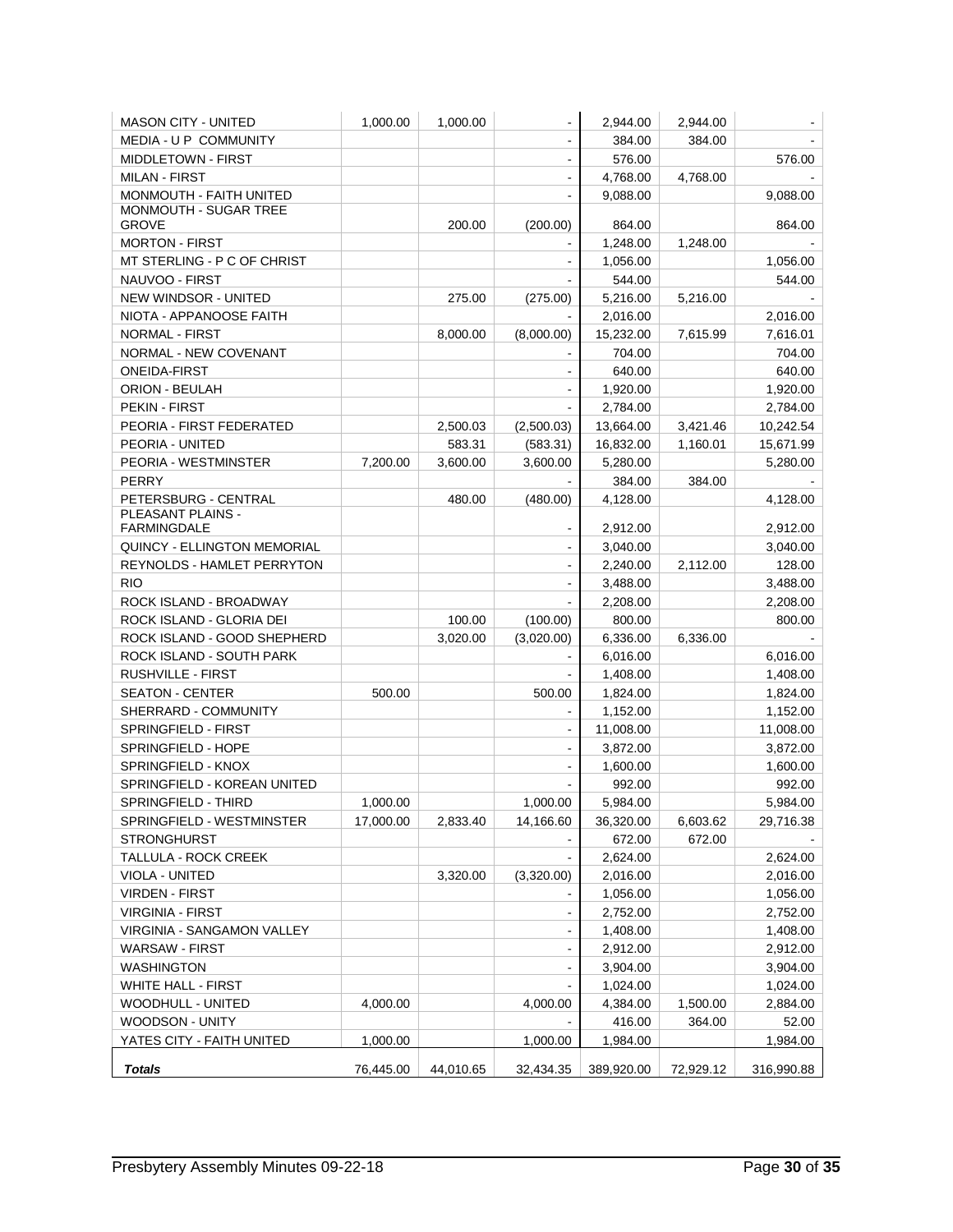| | | | | | | |
|---|---|---|---|---|---|---|
| MASON CITY - UNITED | 1,000.00 | 1,000.00 | - | 2,944.00 | 2,944.00 | - |
| MEDIA - U P COMMUNITY | | | - | 384.00 | 384.00 | - |
| MIDDLETOWN - FIRST | | | - | 576.00 | | 576.00 |
| MILAN - FIRST | | | - | 4,768.00 | 4,768.00 | - |
| MONMOUTH - FAITH UNITED | | | - | 9,088.00 | | 9,088.00 |
| MONMOUTH - SUGAR TREE GROVE | | 200.00 | (200.00) | 864.00 | | 864.00 |
| MORTON - FIRST | | | - | 1,248.00 | 1,248.00 | - |
| MT STERLING - P C OF CHRIST | | | - | 1,056.00 | | 1,056.00 |
| NAUVOO - FIRST | | | - | 544.00 | | 544.00 |
| NEW WINDSOR - UNITED | | 275.00 | (275.00) | 5,216.00 | 5,216.00 | - |
| NIOTA - APPANOOSE FAITH | | | - | 2,016.00 | | 2,016.00 |
| NORMAL - FIRST | | 8,000.00 | (8,000.00) | 15,232.00 | 7,615.99 | 7,616.01 |
| NORMAL - NEW COVENANT | | | - | 704.00 | | 704.00 |
| ONEIDA-FIRST | | | - | 640.00 | | 640.00 |
| ORION - BEULAH | | | - | 1,920.00 | | 1,920.00 |
| PEKIN - FIRST | | | - | 2,784.00 | | 2,784.00 |
| PEORIA - FIRST FEDERATED | | 2,500.03 | (2,500.03) | 13,664.00 | 3,421.46 | 10,242.54 |
| PEORIA - UNITED | | 583.31 | (583.31) | 16,832.00 | 1,160.01 | 15,671.99 |
| PEORIA - WESTMINSTER | 7,200.00 | 3,600.00 | 3,600.00 | 5,280.00 | | 5,280.00 |
| PERRY | | | - | 384.00 | 384.00 | - |
| PETERSBURG - CENTRAL | | 480.00 | (480.00) | 4,128.00 | | 4,128.00 |
| PLEASANT PLAINS - FARMINGDALE | | | - | 2,912.00 | | 2,912.00 |
| QUINCY - ELLINGTON MEMORIAL | | | - | 3,040.00 | | 3,040.00 |
| REYNOLDS - HAMLET PERRYTON | | | - | 2,240.00 | 2,112.00 | 128.00 |
| RIO | | | - | 3,488.00 | | 3,488.00 |
| ROCK ISLAND - BROADWAY | | | - | 2,208.00 | | 2,208.00 |
| ROCK ISLAND - GLORIA DEI | | 100.00 | (100.00) | 800.00 | | 800.00 |
| ROCK ISLAND - GOOD SHEPHERD | | 3,020.00 | (3,020.00) | 6,336.00 | 6,336.00 | - |
| ROCK ISLAND - SOUTH PARK | | | - | 6,016.00 | | 6,016.00 |
| RUSHVILLE - FIRST | | | - | 1,408.00 | | 1,408.00 |
| SEATON - CENTER | 500.00 | | 500.00 | 1,824.00 | | 1,824.00 |
| SHERRARD - COMMUNITY | | | - | 1,152.00 | | 1,152.00 |
| SPRINGFIELD - FIRST | | | - | 11,008.00 | | 11,008.00 |
| SPRINGFIELD - HOPE | | | - | 3,872.00 | | 3,872.00 |
| SPRINGFIELD - KNOX | | | - | 1,600.00 | | 1,600.00 |
| SPRINGFIELD - KOREAN UNITED | | | - | 992.00 | | 992.00 |
| SPRINGFIELD - THIRD | 1,000.00 | | 1,000.00 | 5,984.00 | | 5,984.00 |
| SPRINGFIELD - WESTMINSTER | 17,000.00 | 2,833.40 | 14,166.60 | 36,320.00 | 6,603.62 | 29,716.38 |
| STRONGHURST | | | - | 672.00 | 672.00 | - |
| TALLULA - ROCK CREEK | | | - | 2,624.00 | | 2,624.00 |
| VIOLA - UNITED | | 3,320.00 | (3,320.00) | 2,016.00 | | 2,016.00 |
| VIRDEN - FIRST | | | - | 1,056.00 | | 1,056.00 |
| VIRGINIA - FIRST | | | - | 2,752.00 | | 2,752.00 |
| VIRGINIA - SANGAMON VALLEY | | | - | 1,408.00 | | 1,408.00 |
| WARSAW - FIRST | | | - | 2,912.00 | | 2,912.00 |
| WASHINGTON | | | - | 3,904.00 | | 3,904.00 |
| WHITE HALL - FIRST | | | - | 1,024.00 | | 1,024.00 |
| WOODHULL - UNITED | 4,000.00 | | 4,000.00 | 4,384.00 | 1,500.00 | 2,884.00 |
| WOODSON - UNITY | | | - | 416.00 | 364.00 | 52.00 |
| YATES CITY - FAITH UNITED | 1,000.00 | | 1,000.00 | 1,984.00 | | 1,984.00 |
| ***Totals*** | 76,445.00 | 44,010.65 | 32,434.35 | 389,920.00 | 72,929.12 | 316,990.88 |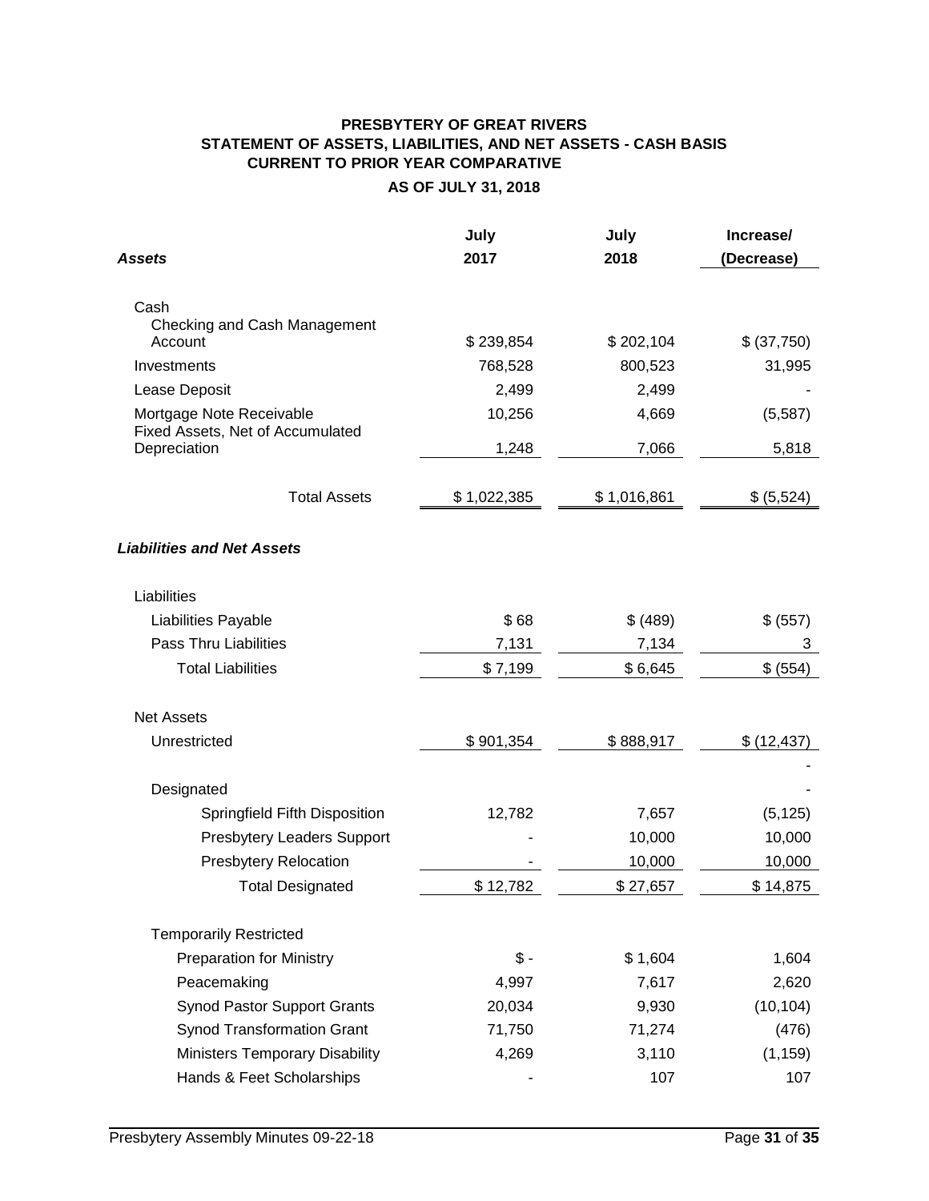**PRESBYTERY OF GREAT RIVERS**
**STATEMENT OF ASSETS, LIABILITIES, AND NET ASSETS - CASH BASIS**
**CURRENT TO PRIOR YEAR COMPARATIVE**
**AS OF JULY 31, 2018**

| ***Assets*** | **July 2017** | **July 2018** | **Increase/ (Decrease)** |
|---|---|---|---|
| Cash | | | |
| Checking and Cash Management Account | $ 239,854 | $ 202,104 | $ (37,750) |
| Investments | 768,528 | 800,523 | 31,995 |
| Lease Deposit | 2,499 | 2,499 | - |
| Mortgage Note Receivable | 10,256 | 4,669 | (5,587) |
| Fixed Assets, Net of Accumulated Depreciation | 1,248 | 7,066 | 5,818 |
| Total Assets | $ 1,022,385 | $ 1,016,861 | $ (5,524) |
| ***Liabilities and Net Assets*** | | | |
| Liabilities | | | |
| Liabilities Payable | $ 68 | $ (489) | $ (557) |
| Pass Thru Liabilities | 7,131 | 7,134 | 3 |
| Total Liabilities | $ 7,199 | $ 6,645 | $ (554) |
| Net Assets | | | |
| Unrestricted | $ 901,354 | $ 888,917 | $ (12,437) |
| | | | - |
| Designated | | | - |
| Springfield Fifth Disposition | 12,782 | 7,657 | (5,125) |
| Presbytery Leaders Support | - | 10,000 | 10,000 |
| Presbytery Relocation | - | 10,000 | 10,000 |
| Total Designated | $ 12,782 | $ 27,657 | $ 14,875 |
| Temporarily Restricted | | | |
| Preparation for Ministry | $ - | $ 1,604 | 1,604 |
| Peacemaking | 4,997 | 7,617 | 2,620 |
| Synod Pastor Support Grants | 20,034 | 9,930 | (10,104) |
| Synod Transformation Grant | 71,750 | 71,274 | (476) |
| Ministers Temporary Disability | 4,269 | 3,110 | (1,159) |
| Hands & Feet Scholarships | - | 107 | 107 |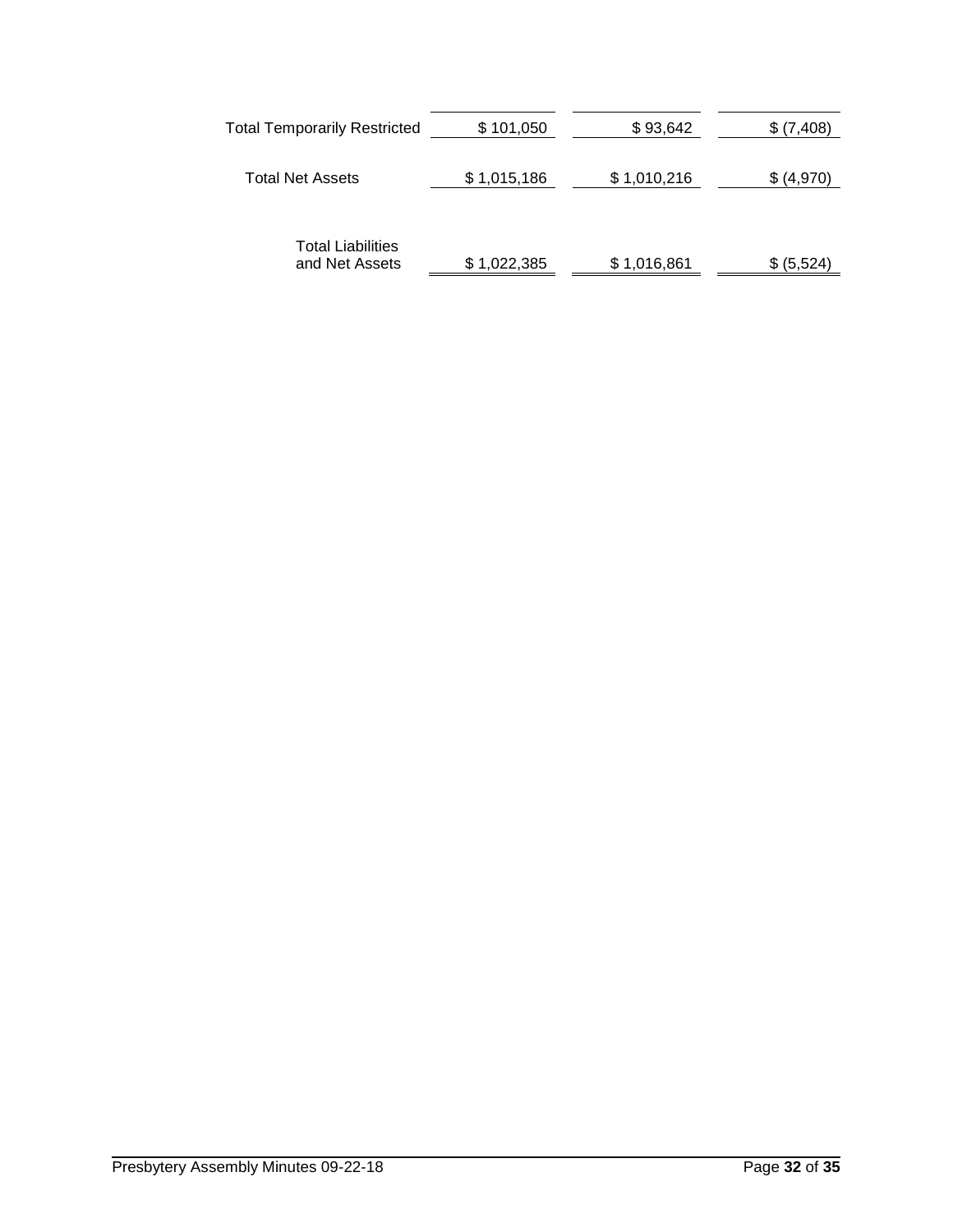| | | | |
|---|---|---|---|
| Total Temporarily Restricted | $ 101,050 | $ 93,642 | $ (7,408) |
| Total Net Assets | $ 1,015,186 | $ 1,010,216 | $ (4,970) |
| Total Liabilities and Net Assets | $ 1,022,385 | $ 1,016,861 | $ (5,524) |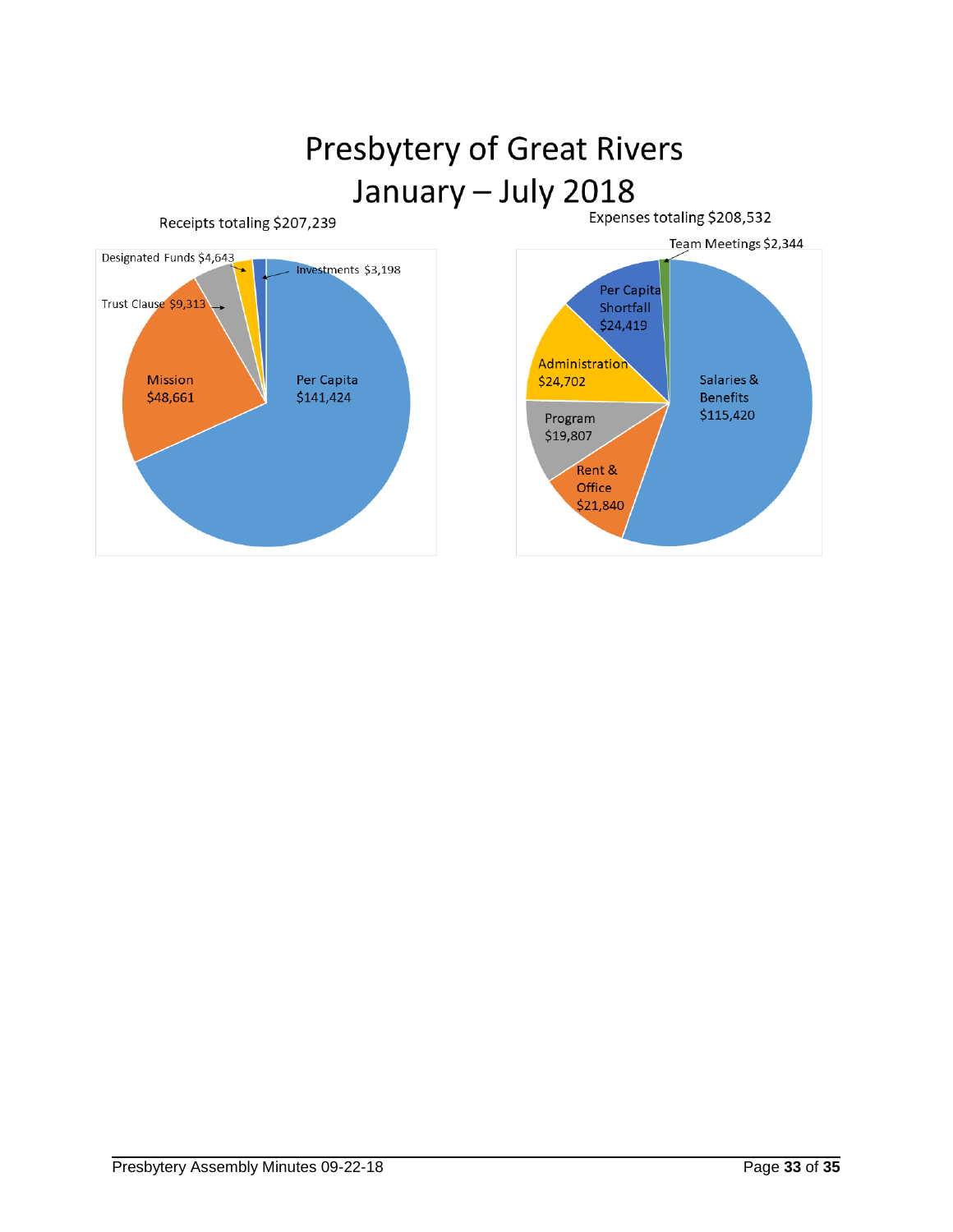# Presbytery of Great Rivers
# January – July 2018

Receipts totaling $207,239

- Per Capita $141,424
- Mission $48,661
- Trust Clause $9,313
- Designated Funds $4,643
- Investments $3,198

Expenses totaling $208,532

- Salaries & Benefits $115,420
- Rent & Office $21,840
- Program $19,807
- Administration $24,702
- Per Capita Shortfall $24,419
- Team Meetings $2,344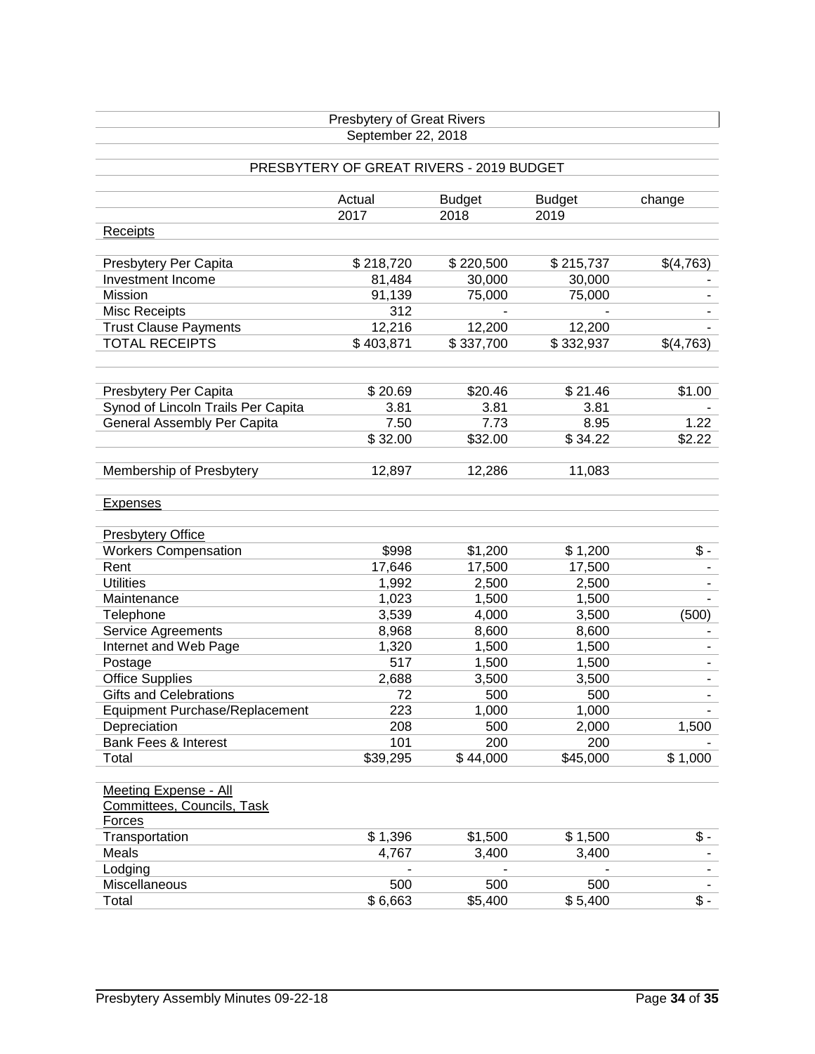Presbytery of Great Rivers
September 22, 2018

## PRESBYTERY OF GREAT RIVERS - 2019 BUDGET

| | Actual 2017 | Budget 2018 | Budget 2019 | change |
|---|---|---|---|---|
| Receipts | | | | |
| Presbytery Per Capita | $ 218,720 | $ 220,500 | $ 215,737 | $(4,763) |
| Investment Income | 81,484 | 30,000 | 30,000 | - |
| Mission | 91,139 | 75,000 | 75,000 | - |
| Misc Receipts | 312 | - | - | - |
| Trust Clause Payments | 12,216 | 12,200 | 12,200 | - |
| TOTAL RECEIPTS | $ 403,871 | $ 337,700 | $ 332,937 | $(4,763) |
| | | | | |
| Presbytery Per Capita | $ 20.69 | $20.46 | $ 21.46 | $1.00 |
| Synod of Lincoln Trails Per Capita | 3.81 | 3.81 | 3.81 | - |
| General Assembly Per Capita | 7.50 | 7.73 | 8.95 | 1.22 |
| | $ 32.00 | $32.00 | $ 34.22 | $2.22 |
| | | | | |
| Membership of Presbytery | 12,897 | 12,286 | 11,083 | |
| | | | | |
| Expenses | | | | |
| | | | | |
| Presbytery Office | | | | |
| Workers Compensation | $998 | $1,200 | $ 1,200 | $ - |
| Rent | 17,646 | 17,500 | 17,500 | - |
| Utilities | 1,992 | 2,500 | 2,500 | - |
| Maintenance | 1,023 | 1,500 | 1,500 | - |
| Telephone | 3,539 | 4,000 | 3,500 | (500) |
| Service Agreements | 8,968 | 8,600 | 8,600 | - |
| Internet and Web Page | 1,320 | 1,500 | 1,500 | - |
| Postage | 517 | 1,500 | 1,500 | - |
| Office Supplies | 2,688 | 3,500 | 3,500 | - |
| Gifts and Celebrations | 72 | 500 | 500 | - |
| Equipment Purchase/Replacement | 223 | 1,000 | 1,000 | - |
| Depreciation | 208 | 500 | 2,000 | 1,500 |
| Bank Fees & Interest | 101 | 200 | 200 | - |
| Total | $39,295 | $ 44,000 | $45,000 | $ 1,000 |
| | | | | |
| Meeting Expense - All Committees, Councils, Task Forces | | | | |
| Transportation | $ 1,396 | $1,500 | $ 1,500 | $ - |
| Meals | 4,767 | 3,400 | 3,400 | - |
| Lodging | - | - | - | - |
| Miscellaneous | 500 | 500 | 500 | - |
| Total | $ 6,663 | $5,400 | $ 5,400 | $ - |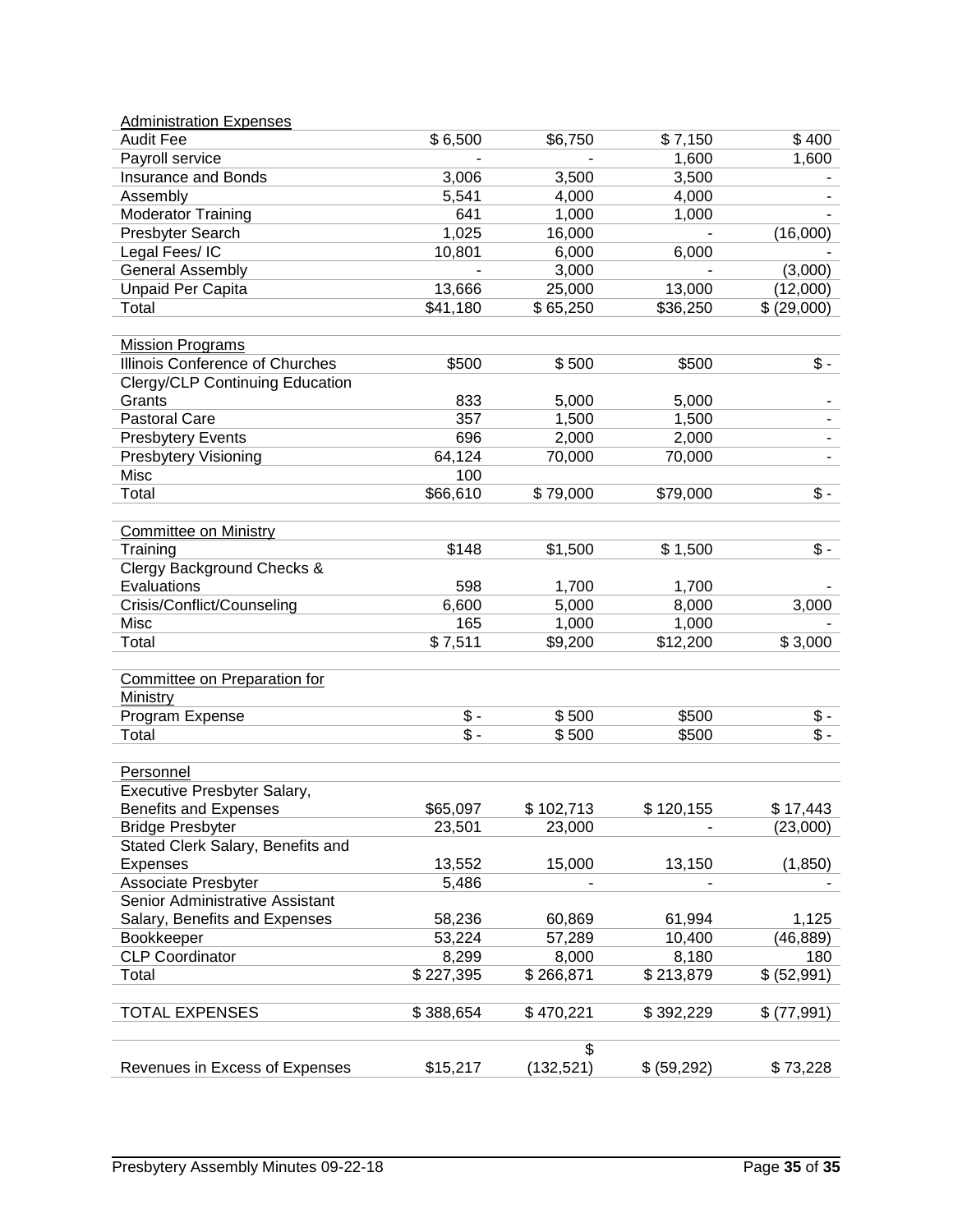| | | | | |
|---|---|---|---|---|
| Administration Expenses | | | | |
| Audit Fee | $ 6,500 | $6,750 | $ 7,150 | $ 400 |
| Payroll service | - | - | 1,600 | 1,600 |
| Insurance and Bonds | 3,006 | 3,500 | 3,500 | - |
| Assembly | 5,541 | 4,000 | 4,000 | - |
| Moderator Training | 641 | 1,000 | 1,000 | - |
| Presbyter Search | 1,025 | 16,000 | - | (16,000) |
| Legal Fees/ IC | 10,801 | 6,000 | 6,000 | - |
| General Assembly | - | 3,000 | - | (3,000) |
| Unpaid Per Capita | 13,666 | 25,000 | 13,000 | (12,000) |
| Total | $41,180 | $ 65,250 | $36,250 | $ (29,000) |
| | | | | |
| Mission Programs | | | | |
| Illinois Conference of Churches | $500 | $ 500 | $500 | $ - |
| Clergy/CLP Continuing Education Grants | 833 | 5,000 | 5,000 | - |
| Pastoral Care | 357 | 1,500 | 1,500 | - |
| Presbytery Events | 696 | 2,000 | 2,000 | - |
| Presbytery Visioning | 64,124 | 70,000 | 70,000 | - |
| Misc | 100 | | | |
| Total | $66,610 | $ 79,000 | $79,000 | $ - |
| | | | | |
| Committee on Ministry | | | | |
| Training | $148 | $1,500 | $ 1,500 | $ - |
| Clergy Background Checks & Evaluations | 598 | 1,700 | 1,700 | - |
| Crisis/Conflict/Counseling | 6,600 | 5,000 | 8,000 | 3,000 |
| Misc | 165 | 1,000 | 1,000 | - |
| Total | $ 7,511 | $9,200 | $12,200 | $ 3,000 |
| | | | | |
| Committee on Preparation for Ministry | | | | |
| Program Expense | $ - | $ 500 | $500 | $ - |
| Total | $ - | $ 500 | $500 | $ - |
| | | | | |
| Personnel | | | | |
| Executive Presbyter Salary, Benefits and Expenses | $65,097 | $ 102,713 | $ 120,155 | $ 17,443 |
| Bridge Presbyter | 23,501 | 23,000 | - | (23,000) |
| Stated Clerk Salary, Benefits and Expenses | 13,552 | 15,000 | 13,150 | (1,850) |
| Associate Presbyter | 5,486 | - | - | - |
| Senior Administrative Assistant Salary, Benefits and Expenses | 58,236 | 60,869 | 61,994 | 1,125 |
| Bookkeeper | 53,224 | 57,289 | 10,400 | (46,889) |
| CLP Coordinator | 8,299 | 8,000 | 8,180 | 180 |
| Total | $ 227,395 | $ 266,871 | $ 213,879 | $ (52,991) |
| | | | | |
| TOTAL EXPENSES | $ 388,654 | $ 470,221 | $ 392,229 | $ (77,991) |
| | | | | |
| Revenues in Excess of Expenses | $15,217 | $ (132,521) | $ (59,292) | $ 73,228 |